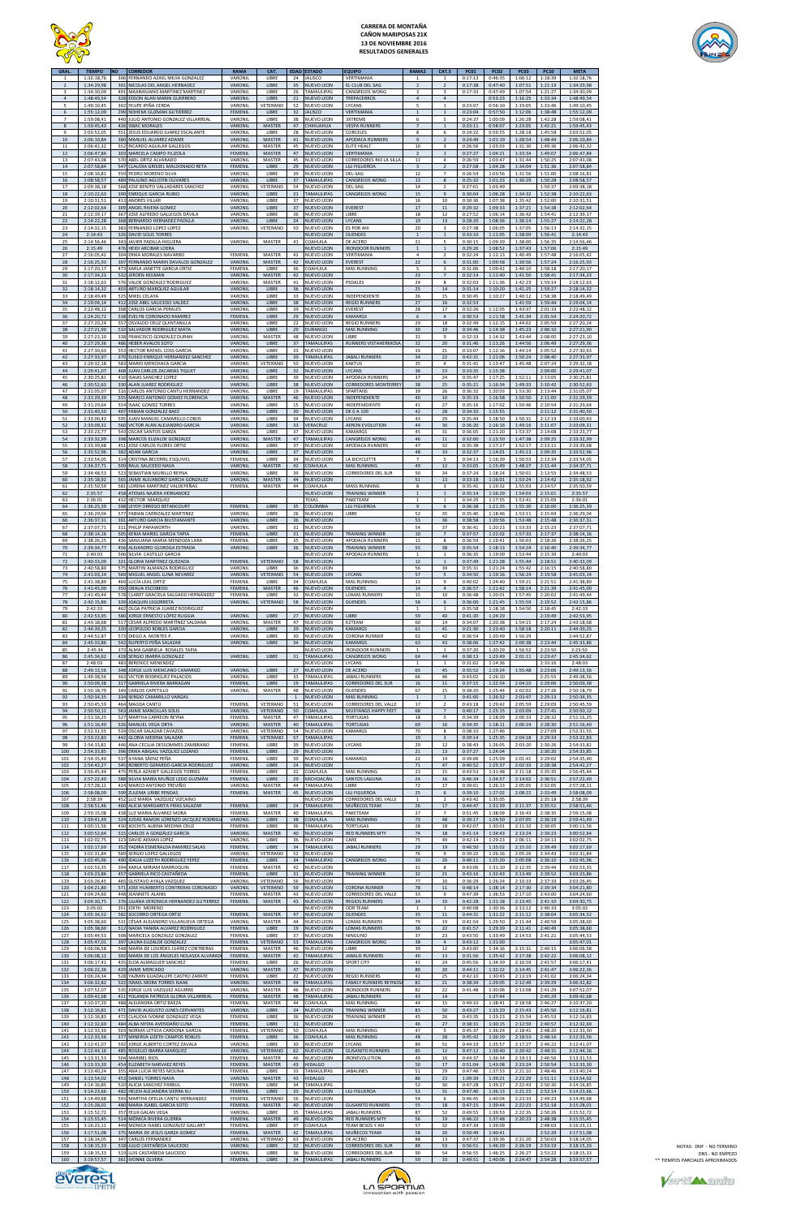# CARRERA DE MONTAÑA
## CAÑON MARIPOSAS 21K
### 13 DE NOVIEMBRE 2016
### RESULTADOS GENERALES

| GRAL. | TIEMPO | NO | CORREDOR | RAMA | CAT. | EDAD | ESTADO | EQUIPO | RAMA2 | CAT.3 | PC01 | PC02 | PC03 | PC10 | META |
|---|---|---|---|---|---|---|---|---|---|---|---|---|---|---|---|
| 1 | 1:32:18,76 | 306 | FERNANDO AZAEL MEJIA GONZALEZ | VARONIL | LIBRE | 24 | JALISCO | VERTIMANIA | 1 | 1 | 0:17:13 | 0:46:35 | 1:06:12 | 1:18:39 | 1:32:18,76 |
| 2 | 1:34:29,98 | 301 | NICOLAS DEL ANGEL HERNANDEZ | VARONIL | LIBRE | 35 | NUEVO LEON | EL CLUB DEL SAG | 2 | 2 | 0:17:38 | 0:47:40 | 1:07:51 | 1:21:19 | 1:34:29,98 |
| 3 | 1:34:30,09 | 491 | MAXIMILIANO MARTINEZ MARTINEZ | VARONIL | LIBRE | 26 | TAMAULIPAS | CANGREJOS WONG | 3 | 3 | 0:17:33 | 0:47:49 | 1:07:54 | 1:21:27 | 1:34:30,09 |
| 4 | 1:48:49,54 | 328 | EDSON ALAN MARIN GUERRERO | VARONIL | LIBRE | 21 | NUEVO LEON | TREPACERROS | 4 | 4 | | 0:53:23 | 1:16:25 | 1:33:34 | 1:48:49,54 |
| 5 | 1:49:10,45 | 302 | FELIPE PEÑA CEREDA | VARONIL | VETERANO | 52 | NUEVO LEON | LYCANS | 5 | 1 | 0:23:07 | 0:56:10 | 1:19:05 | 1:33:46 | 1:49:10,45 |
| 6 | 1:55:12,09 | 299 | NOHEMI GUZMAN GUTIERREZ | FEMENIL | LIBRE | 32 | JALISCO | VERTIMANIA | 1 | 1 | 0:23:04 | 0:57:50 | 1:22:06 | 1:38:48 | 1:55:12,09 |
| 7 | 1:59:08,41 | 440 | JULIO ANTONIO GONZALEZ VILLARREAL | VARONIL | LIBRE | 38 | NUEVO LEON | 3XTREME | 6 | 5 | 0:24:37 | 1:00:09 | 1:26:28 | 1:42:28 | 1:59:08,41 |
| 8 | 1:59:45,43 | 426 | ISAAC MORALES | VARONIL | MASTER | 47 | CHIHUAHUA | VESPA RUNNERS | 7 | 1 | 0:23:11 | 0:58:07 | 1:23:05 | 1:42:21 | 1:59:45,43 |
| 9 | 2:03:52,05 | 551 | JESUS EDUARDO JUAREZ ESCALANTE | VARONIL | LIBRE | 28 | NUEVO LEON | CORCELES | 8 | 6 | 0:24:22 | 0:59:55 | 1:28:18 | 1:45:58 | 2:03:52,05 |
| 10 | 2:06:10,84 | 380 | MANUEL ALVAREZ ADAME | VARONIL | MASTER | 41 | NUEVO LEON | APODACA RUNNERS | 9 | 2 | 0:24:49 | 1:01:19 | 1:28:54 | 1:48:44 | 2:06:10,84 |
| 11 | 2:06:42,32 | 152 | RICARDO AGUILAR GALLEGOS | VARONIL | MASTER | 45 | NUEVO LEON | ELITE HEALT | 10 | 3 | 0:26:56 | 1:03:03 | 1:31:30 | 1:49:36 | 2:06:42,32 |
| 12 | 2:06:47,84 | 303 | MARCELA CAMPO FILIZOLA | FEMENIL | MASTER | 47 | NUEVO LEON | VERTIMANIA | 2 | 1 | 0:27:27 | 1:04:21 | 1:33:34 | 1:49:07 | 2:06:47,84 |
| 13 | 2:07:43,08 | 570 | ABEL ORTIZ ALVARADO | VARONIL | MASTER | 45 | NUEVO LEON | CORREDORES RIO LA SILLA | 11 | 4 | 0:26:59 | 1:03:47 | 1:31:44 | 1:50:25 | 2:07:43,08 |
| 14 | 2:07:58,84 | 549 | CLAUDIA GRISSEL MALDONADO RETA | FEMENIL | LIBRE | 29 | NUEVO LEON | LILI FIGUEROA | 3 | 2 | 0:27:58 | 1:04:28 | 1:34:04 | 1:51:06 | 2:07:58,84 |
| 15 | 2:08:16,81 | 559 | PEDRO MORENO SILVA | VARONIL | LIBRE | 39 | NUEVO LEON | DEL-SAG | 12 | 7 | 0:26:54 | 1:03:56 | 1:31:56 | 1:51:00 | 2:08:16,81 |
| 16 | 2:08:58,57 | 489 | PAULINO AGUSTIN OLIVARES | VARONIL | LIBRE | 37 | TAMAULIPAS | CANGREJOS WONG | 13 | 8 | 0:25:32 | 1:01:23 | 1:30:29 | 1:50:28 | 2:08:58,57 |
| 17 | 2:09:38,18 | 568 | JOSE BENITO VALLADARES SANCHEZ | VARONIL | VETERANO | 54 | NUEVO LEON | DEL-SAG | 14 | 2 | 0:27:01 | 1:03:49 | | 1:50:37 | 2:09:38,18 |
| 18 | 2:10:22,63 | 399 | ENRIQUE GARCIA RUBIO | VARONIL | LIBRE | 21 | TAMAULIPAS | CANGREJOS WONG | 15 | 9 | 0:30:04 | 1:06:28 | 1:34:32 | 1:52:38 | 2:10:22,63 |
| 19 | 2:10:31,51 | 413 | ANDRÉS VILLAR | VARONIL | LIBRE | 27 | NUEVO LEON | | 16 | 10 | 0:30:36 | 1:07:38 | 1:35:42 | 1:52:00 | 2:10:31,51 |
| 20 | 2:12:02,64 | 309 | ANGEL RIVERA GOMEZ | VARONIL | LIBRE | 37 | NUEVO LEON | EVEREST | 17 | 11 | 0:29:32 | 1:09:33 | 1:37:21 | 1:54:38 | 2:12:02,64 |
| 21 | 2:12:39,37 | 367 | JOSE ALFREDO GALLEGOS DÁVILA | VARONIL | LIBRE | 36 | NUEVO LEON | LIBRE | 18 | 12 | 0:27:52 | 1:06:14 | 1:36:42 | 1:54:41 | 2:12:39,37 |
| 22 | 2:14:22,28 | 368 | BERNARDO HERNADEZ PADILLA | VARONIL | LIBRE | 24 | NUEVO LEON | LYCANS | 19 | 13 | 0:28:20 | 1:08:36 | 1:36:14 | 1:55:27 | 2:14:22,28 |
| 23 | 2:14:32,15 | 383 | FERNANDO LOPEZ LOPEZ | VARONIL | VETERANO | 50 | NUEVO LEON | ES POR AHI | 20 | 3 | 0:27:38 | 1:06:05 | 1:37:05 | 1:56:13 | 2:14:32,15 |
| 24 | 2:14:43 | 326 | DAVID SOLIS TORRES | | | | NUEVO LEON | DUENDES | 1 | 1 | 0:33:10 | 1:11:05 | 1:38:09 | 1:56:41 | 2:14:43 |
| 25 | 2:14:56,46 | 343 | JAVIER PADILLA HIGUERA | VARONIL | MASTER | 41 | COAHUILA | DE ACERO | 21 | 5 | 0:30:15 | 1:09:39 | 1:38:00 | 1:56:35 | 2:14:56,46 |
| 26 | 2:15:49 | 476 | HEIDI ARCIBAR LOERA | | | | NUEVO LEON | IRONDOOR RUNNERS | 1 | 1 | 0:29:26 | 1:08:52 | 1:37:43 | 1:57:06 | 2:15:49 |
| 27 | 2:16:05,42 | 304 | ERIKA MORALES NAVARRO | FEMENIL | MASTER | 42 | NUEVO LEON | VERTIMANIA | 4 | 2 | 0:32:24 | 1:12:13 | 1:40:49 | 1:57:48 | 2:16:05,42 |
| 28 | 2:16:25,93 | 307 | FERNANDO MARIN DAVALOS GONZALEZ | VARONIL | MASTER | 42 | NUEVO LEON | EVEREST | 22 | 6 | 0:31:00 | 1:09:58 | 1:39:56 | 1:57:24 | 2:16:25,93 |
| 29 | 2:17:20,17 | 473 | KARLA JANETTE GARCIA ORTIZ | FEMENIL | LIBRE | 36 | COAHUILA | MAS RUNNING | 5 | 3 | 0:31:06 | 1:09:42 | 1:40:10 | 1:58:18 | 2:17:20,17 |
| 30 | 2:17:34,23 | 532 | JEROEN KEIJMAN | VARONIL | MASTER | 42 | NUEVO LEON | | 23 | 7 | 0:32:14 | 1:11:40 | 1:41:50 | 1:58:41 | 2:17:34,23 |
| 31 | 2:18:12,63 | 576 | VALDE GONZALEZ RODRIGUEZ | VARONIL | MASTER | 41 | NUEVO LEON | PEDALES | 24 | 8 | 0:32:03 | 1:11:36 | 1:42:23 | 1:59:14 | 2:18:12,63 |
| 32 | 2:18:14,32 | 403 | ARTURO MARQUEZ AGUILAR | VARONIL | LIBRE | 36 | NUEVO LEON | | 25 | 14 | 0:31:14 | 1:10:20 | 1:41:25 | 1:59:27 | 2:18:14,32 |
| 33 | 2:18:49,49 | 525 | MIKEL CELAYA | VARONIL | LIBRE | 33 | NUEVO LEON | INDEPENDIENTE | 26 | 15 | 0:30:45 | 1:10:27 | 1:40:12 | 1:58:38 | 2:18:49,49 |
| 34 | 2:19:04,16 | 412 | JOSE ABEL SAUCEDO VALDEZ | VARONIL | LIBRE | 38 | NUEVO LEON | REGIO RUNNERS | 27 | 16 | 0:32:53 | | 1:41:59 | 1:59:44 | 2:19:04,16 |
| 35 | 2:22:48,12 | 308 | CARLOS GARCIA PERALES | VARONIL | LIBRE | 39 | NUEVO LEON | EVEREST | 28 | 17 | 0:32:26 | 1:12:05 | 1:43:37 | 2:01:33 | 2:22:48,12 |
| 36 | 2:24:20,72 | 538 | EVELYN CORONADO RAMIREZ | FEMENIL | LIBRE | 29 | NUEVO LEON | KAMARGS | 6 | 4 | 0:30:53 | 1:11:58 | 1:41:34 | 2:01:54 | 2:24:20,72 |
| 37 | 2:27:20,24 | 557 | OSVALDO CRUZ QUINTANILLA | VARONIL | LIBRE | 22 | NUEVO LEON | REGIO RUNNERS | 29 | 18 | 0:32:49 | 1:12:15 | 1:44:02 | 2:05:59 | 2:27:20,24 |
| 38 | 2:27:21,90 | 510 | SALVADOR RODRIGUEZ MATA | VARONIL | LIBRE | 29 | DURANGO | MAS RUNNING | 30 | 19 | 0:34:46 | 1:14:38 | 1:45:23 | 2:06:10 | 2:27:21,90 |
| 39 | 2:27:23,10 | 338 | FRANCISCO GONZALEZ DURAN | VARONIL | MASTER | 48 | NUEVO LEON | LIBRE | 31 | 9 | 0:32:33 | 1:14:32 | 1:43:44 | 2:08:00 | 2:27:23,10 |
| 40 | 2:27:29,36 | 486 | HEBER AVALOS SOTO | VARONIL | LIBRE | 37 | TAMAULIPAS | RUNNERS VISTAHERMOSA | 32 | 20 | 0:31:46 | 1:11:26 | 1:44:56 | 2:06:49 | 2:27:29,36 |
| 41 | 2:27:30,63 | 555 | HECTOR RAFAEL COSS GARCIA | VARONIL | LIBRE | 33 | NUEVO LEON | | 33 | 21 | 0:33:07 | 1:12:16 | 1:44:14 | 2:05:52 | 2:27:30,63 |
| 42 | 2:27:33,97 | 370 | ELISEO ENRIQUE HERNANDEZ SANCHEZ | VARONIL | LIBRE | 39 | TAMAULIPAS | JABALI RUNNERS | 34 | 22 | 0:42:31 | 1:21:06 | 1:50:24 | 2:08:40 | 2:27:33,97 |
| 43 | 2:29:32,18 | 583 | MARIO MENCHACA GARCIA | VARONIL | VETERANO | 50 | NUEVO LEON | KAKTUS | 35 | 4 | 0:31:41 | 1:13:47 | 1:45:48 | 2:07:24 | 2:29:32,18 |
| 44 | 2:29:41,07 | 408 | JUAN CARLOS ZACARIAS TIQUET | VARONIL | LIBRE | 32 | NUEVO LEON | LYCANS | 36 | 23 | 0:33:35 | 1:15:38 | | 2:09:00 | 2:29:41,07 |
| 45 | 2:30:25,81 | 410 | ISAIAS SANCHEZ LOPEZ | VARONIL | LIBRE | 39 | NUEVO LEON | APODACA RUNNERS | 37 | 24 | 0:35:47 | 1:17:25 | 1:52:11 | 2:13:05 | 2:30:25,81 |
| 46 | 2:30:52,63 | 330 | ALAN JUAREZ RODRIGUEZ | VARONIL | LIBRE | 38 | NUEVO LEON | CORREDORES MONTERREY | 38 | 25 | 0:35:21 | 1:16:34 | 1:49:33 | 2:10:42 | 2:30:52,63 |
| 47 | 2:31:05,07 | 316 | CARLOS ANTONIO CANTU HERNANDEZ | VARONIL | LIBRE | 19 | NUEVO LEON | SPARTANS | 39 | 26 | 0:36:32 | 1:20:01 | 1:53:30 | 2:13:44 | 2:31:05,07 |
| 48 | 2:31:29,39 | 555 | MARCO ANTONIO GOMEZ FLORENCIA | VARONIL | MASTER | 46 | NUEVO LEON | INDEPENDIENTE | 40 | 10 | 0:35:18 | 1:16:58 | 1:50:50 | 2:11:00 | 2:31:29,39 |
| 49 | 2:31:29,64 | 554 | ISAAC GOMEZ TORRES | VARONIL | LIBRE | 15 | NUEVO LEON | INDEPENDIENTE | 41 | 27 | 0:35:16 | 1:17:02 | 1:50:46 | 2:10:54 | 2:31:29,64 |
| 50 | 2:31:40,50 | 407 | FABIAN GONZALEZ BAEZ | VARONIL | LIBRE | 30 | NUEVO LEON | DE 0 A 100 | 42 | 28 | 0:34:10 | 1:15:55 | | 2:11:12 | 2:31:40,50 |
| 51 | 2:33:00,43 | 355 | JUAN MANUEL CAMARILLO COBOS | VARONIL | LIBRE | 34 | NUEVO LEON | LYCANS | 43 | 29 | 0:35:44 | 1:18:50 | 1:50:31 | 2:12:19 | 2:33:00,43 |
| 52 | 2:33:09,31 | 560 | VICTOR ALAN ALEJANDRO GARCIA | VARONIL | LIBRE | 33 | VERACRUZ | AERON EVOLUTION | 44 | 30 | 0:36:20 | 1:16:16 | 1:49:16 | 2:11:07 | 2:33:09,31 |
| 53 | 2:33:23,77 | 543 | OSCAR SANTOS GARZA | VARONIL | LIBRE | 37 | NUEVO LEON | KAMARGS | 45 | 31 | 0:36:05 | 1:21:20 | 1:53:37 | 2:14:08 | 2:33:23,77 |
| 54 | 2:33:32,99 | 398 | MARCOS ELIZALDE GONZALEZ | VARONIL | MASTER | 47 | TAMAULIPAS | CANGREJOS WONG | 46 | 11 | 0:32:00 | 1:13:50 | 1:47:38 | 2:09:25 | 2:33:32,99 |
| 55 | 2:33:39,68 | 451 | JOSE CARLOS FLORES ORTIZ | VARONIL | LIBRE | 37 | NUEVO LEON | APODACA RUNNERS | 47 | 32 | 0:35:38 | 1:17:27 | 1:52:17 | 2:13:11 | 2:33:39,68 |
| 56 | 2:33:52,96 | 382 | ADAN GARCIA | VARONIL | LIBRE | 37 | NUEVO LEON | | 48 | 33 | 0:32:37 | 1:14:01 | 1:45:13 | 2:09:35 | 2:33:52,96 |
| 57 | 2:33:54,05 | 314 | CRISTINA BECERRIL ESQUIVEL | FEMENIL | LIBRE | 34 | NUEVO LEON | LA BICYCLETTE | 7 | 5 | 0:34:13 | 1:16:39 | 1:50:53 | 2:13:34 | 2:33:54,05 |
| 58 | 2:34:37,71 | 509 | RAUL SAUCEDO NAVA | VARONIL | MASTER | 42 | COAHUILA | MAS RUNNING | 49 | 12 | 0:33:05 | 1:15:49 | 1:48:27 | 2:11:44 | 2:34:37,71 |
| 59 | 2:34:48,53 | 523 | SEBASTIAN MURILLO REYNA | VARONIL | LIBRE | 30 | NUEVO LEON | SEBASTIAN DEL SUR | 50 | 34 | 0:37:24 | 1:18:24 | 1:50:01 | 2:13:55 | 2:34:48,53 |
| 60 | 2:35:18,92 | 565 | JAIME ALEJANDRO GARCIA GONZALEZ | VARONIL | MASTER | 44 | NUEVO LEON | | 51 | 13 | 0:33:18 | 1:16:01 | 1:53:24 | 2:14:42 | 2:35:18,92 |
| 61 | 2:35:50,59 | 581 | LORENA MARTINEZ VALDEPEÑAS | FEMENIL | MASTER | 44 | COAHUILA | MASS RUNNING | 8 | 3 | 0:35:41 | 1:19:32 | 1:55:03 | 2:14:57 | 2:35:50,59 |
| 62 | 2:35:57 | 458 | ATENAS NAJERA HERNANDEZ | | | | NUEVO LEON | TRAINING WINNER | 1 | 1 | 0:35:14 | 1:16:29 | 1:54:03 | 2:15:01 | 2:35:57 |
| 63 | 2:36:01 | 432 | HECTOR MARQUEZ | | | | NUEVO LEON | PAKETEAM | 1 | 1 | 0:34:29 | 1:17:55 | 1:53:41 | 2:15:09 | 2:36:01 |
| 64 | 2:36:25,39 | 598 | LEYDY ORREGO BETANCOURT | FEMENIL | LIBRE | 35 | COLOMBIA | LILI FIGUEROA | 9 | 6 | 0:36:38 | 1:21:35 | 1:55:30 | 2:16:00 | 2:36:25,39 |
| 65 | 2:36:29,04 | 577 | FABIAN CARRIZALEZ MARTINEZ | VARONIL | LIBRE | 26 | NUEVO LEON | LIBRE | 52 | 35 | 0:35:40 | 1:18:46 | 1:53:11 | 2:15:04 | 2:36:29,04 |
| 66 | 2:36:37,31 | 391 | ARTURO GARCIA BUSTAMANTE | VARONIL | LIBRE | 36 | NUEVO LEON | | 53 | 36 | 0:38:58 | 1:20:56 | 1:53:48 | 2:15:48 | 2:36:37,31 |
| 67 | 2:37:07,71 | 311 | PHILIP PAPWORTH | VARONIL | LIBRE | 31 | NUEVO LEON | | 54 | 37 | 0:36:41 | 1:20:23 | 1:53:33 | 2:15:23 | 2:37:07,71 |
| 68 | 2:38:14,16 | 505 | XENIA MARIEL GARCIA TAPIA | FEMENIL | LIBRE | 31 | NUEVO LEON | TRAINING WINNER | 10 | 7 | 0:37:57 | 1:22:02 | 1:57:33 | 2:17:37 | 2:38:14,16 |
| 69 | 2:38:26,25 | 434 | SANJUANA MARIA MENDOZA LARA | FEMENIL | LIBRE | 35 | NUEVO LEON | APODACA RUNNERS | 11 | 8 | 0:36:59 | 1:19:41 | 1:56:03 | 2:18:26 | 2:38:26,25 |
| 70 | 2:39:34,77 | 456 | ALEJANDRO QUIROGA ESTRADA | VARONIL | LIBRE | 36 | NUEVO LEON | TRAINING WINNER | 55 | 38 | 0:35:54 | 1:18:13 | 1:54:24 | 2:16:40 | 2:39:34,77 |
| 71 | 2:40:03 | 506 | SILVIA CASTILLO GARCIA | | | | NUEVO LEON | APODACA RUNNERS | 1 | 1 | 0:36:35 | 1:19:00 | 1:53:44 | 2:15:39 | 2:40:03 |
| 72 | 2:40:33,09 | 321 | GLORIA MARTINEZ QUEZADA | FEMENIL | VETERANO | 58 | NUEVO LEON | | 12 | 1 | 0:37:49 | 1:21:28 | 1:55:44 | 2:18:51 | 2:40:33,09 |
| 73 | 2:40:56,80 | 575 | MARTIN ALMANZA RODRIGUEZ | VARONIL | LIBRE | 36 | NUEVO LEON | | 56 | 39 | 0:35:31 | 1:21:24 | 1:55:42 | 2:16:15 | 2:40:56,80 |
| 74 | 2:41:03,14 | 569 | MIGUEL ANGEL LUNA NEVAREZ | VARONIL | VETERANO | 54 | NUEVO LEON | LYCANS | 57 | 5 | 0:34:50 | 1:19:16 | 1:56:24 | 2:19:58 | 2:41:03,14 |
| 75 | 2:41:38,89 | 469 | LUCIA LEAL ORTIZ | FEMENIL | LIBRE | 34 | COAHUILA | MAS RUNNING | 13 | 9 | 0:40:02 | 1:24:40 | 1:59:21 | 2:21:51 | 2:41:38,89 |
| 76 | 2:41:45,00 | 350 | DALIA ESCOBEDO | FEMENIL | MASTER | 46 | NUEVO LEON | DUENDES | 14 | 4 | 0:36:57 | 1:21:42 | 1:58:14 | 2:21:39 | 2:41:45,00 |
| 77 | 2:41:49,44 | 578 | CLARET GRACIELA SALGADO HERNÁNDEZ | FEMENIL | LIBRE | 32 | NUEVO LEON | LOMAS RUNNERS | 15 | 10 | 0:36:48 | 1:20:01 | 1:57:45 | 2:20:02 | 2:41:49,44 |
| 78 | 2:42:15,86 | 339 | JOAQUIN LEGORRETA | VARONIL | VETERANO | 58 | NUEVO LEON | DUENDES | 58 | 6 | 0:36:00 | 1:21:45 | 1:55:59 | 2:19:52 | 2:42:15,86 |
| 79 | 2:42:33 | 462 | OLGA PATRICIA JUAREZ RODRIGUEZ | | | | NUEVO LEON | | 1 | 1 | 0:35:58 | 1:18:18 | 1:54:50 | 2:18:45 | 2:42:33 |
| 80 | 2:42:53,95 | 580 | JORGE ERNESTO LÓPEZ RUGGIA | VARONIL | LIBRE | 27 | NUEVO LEON | LIBRE | 59 | 40 | 0:41:20 | 1:24:29 | | 2:19:49 | 2:42:53,95 |
| 81 | 2:43:18,68 | 517 | CESAR ALFREDO MARTÍNEZ SALDAÑA | VARONIL | MASTER | 47 | NUEVO LEON | K2TEAM | 60 | 14 | 0:34:07 | 1:20:38 | 1:54:15 | 2:17:24 | 2:43:18,68 |
| 82 | 2:44:39,25 | 520 | LEOPOLDO ROBLES GARCIA | VARONIL | LIBRE | 39 | NUEVO LEON | KAMARGS | 61 | 41 | 0:21:30 | 1:23:40 | 1:58:18 | 2:20:11 | 2:44:39,25 |
| 83 | 2:44:52,87 | 572 | DIEGO A. MONTES P. | VARONIL | LIBRE | 30 | NUEVO LEON | CORONA RUNNER | 62 | 42 | 0:36:54 | 1:20:49 | 1:56:29 | | 2:44:52,87 |
| 84 | 2:45:33,86 | 542 | RUPERTO PEÑA SALAZAR | VARONIL | LIBRE | 33 | NUEVO LEON | KAMARGS | 63 | 43 | 0:38:06 | 1:27:42 | 2:00:38 | 2:23:44 | 2:45:33,86 |
| 85 | 2:45:34 | 373 | ALMA GABRIELA ROSALES TAPIA | | | | NUEVO LEON | IRONDOOR RUNNERS | 1 | 1 | 0:37:20 | 1:20:29 | 1:56:52 | 2:23:50 | 2:45:34 |
| 86 | 2:45:34,62 | 418 | SERGIO IBARRA GONZALEZ | VARONIL | LIBRE | 31 | TAMAULIPAS | CANGREJOS WONG | 64 | 44 | 0:38:13 | 1:23:49 | 2:01:11 | 2:23:47 | 2:45:34,62 |
| 87 | 2:48:03 | 483 | BERENICE MENENDEZ | | | | NUEVO LEON | LYCANS | 1 | 1 | 0:31:02 | 1:14:36 | | 2:33:16 | 2:48:03 |
| 88 | 2:49:11,56 | 348 | JORGE LUIS MEXICANO CAMARGO | VARONIL | LIBRE | 27 | NUEVO LEON | DE ACERO | 65 | 45 | 0:35:52 | 1:19:24 | 1:55:48 | 2:23:06 | 2:49:11,56 |
| 89 | 2:49:38,56 | 363 | VICTOR RODRIGUEZ PALACIOS | VARONIL | LIBRE | 33 | TAMAULIPAS | JABALI RUNNERS | 66 | 46 | 0:43:02 | 1:26:10 | | 2:25:55 | 2:49:38,56 |
| 90 | 2:50:09,38 | 317 | GABRIELA RIVERA BARRAGAN | FEMENIL | LIBRE | 19 | TAMAULIPAS | CORREDORES DEL SUR | 16 | 11 | 0:37:15 | 1:22:54 | 2:04:10 | 2:29:06 | 2:50:09,38 |
| 91 | 2:50:18,79 | 340 | CARLOS CAPETILLO | VARONIL | MASTER | 48 | NUEVO LEON | DUENDES | 67 | 15 | 0:38:20 | 1:25:44 | 2:02:02 | 2:27:26 | 2:50:18,79 |
| 92 | 2:50:34,35 | 334 | SERGIO CAMARILLO VARGAS | | | | NUEVO LEON | MAS RUNNING | 1 | 1 | 0:41:00 | 1:26:32 | 2:03:47 | 2:29:13 | 2:50:34,35 |
| 93 | 2:50:45,59 | 464 | MAGDA CANTÚ | FEMENIL | VETERANO | 51 | NUEVO LEON | CORREDORES DEL VALLE | 17 | 2 | 0:43:18 | 1:29:42 | 2:05:59 | 2:29:09 | 2:50:45,59 |
| 94 | 2:50:50,12 | 563 | JAIME MANCILLAS SOLIS | VARONIL | VETERANO | 50 | COAHUILA | MUSTANGS HAPPY FEET | 68 | 7 | 0:40:17 | 1:25:15 | 2:03:09 | 2:27:41 | 2:50:50,12 |
| 95 | 2:51:16,25 | 527 | MARTHA CARREON REYNA | FEMENIL | MASTER | 47 | NUEVO LEON | TORTUGAS | 18 | 5 | 0:34:39 | 1:18:09 | 2:00:33 | 2:28:32 | 2:51:16,25 |
| 96 | 2:51:16,40 | 526 | MANUEL VEGA ORTA | VARONIL | MASTER | 40 | TAMAULIPAS | TORTUGAS | 69 | 16 | 0:34:35 | 1:18:11 | 2:00:24 | 2:28:30 | 2:51:16,40 |
| 97 | 2:52:31,55 | 539 | OSCAR SALAZAR CAVAZOS | VARONIL | VETERANO | 54 | NUEVO LEON | KAMARGS | 70 | 8 | 0:38:10 | 1:27:46 | | 2:27:09 | 2:52:31,55 |
| 98 | 2:53:22,83 | 442 | GLORIA MEDINA SALAZAR | FEMENIL | VETERANO | 57 | TAMAULIPAS | | 19 | 3 | 0:39:14 | 1:25:35 | 2:04:18 | 2:29:33 | 2:53:22,83 |
| 99 | 2:54:33,81 | 446 | ANA CECILIA DESSOMMES ZAMBRANO | FEMENIL | LIBRE | 39 | NUEVO LEON | LYCANS | 20 | 12 | 0:38:43 | 1:26:05 | 2:03:20 | 2:30:26 | 2:54:33,81 |
| 100 | 2:54:33,85 | 396 | ERIKA ABIGAIL VAZQUEZ LOZANO | FEMENIL | LIBRE | 29 | NUEVO LEON | | 21 | 13 | 0:37:27 | 1:24:04 | | 2:30:20 | 2:54:33,85 |
| 101 | 2:54:35,40 | 537 | ILYANA SÁENZ PEÑA | FEMENIL | LIBRE | 39 | NUEVO LEON | KAMARGS | 22 | 14 | 0:39:06 | 1:25:09 | 2:01:41 | 2:29:02 | 2:54:35,40 |
| 102 | 2:54:42,27 | 545 | ROBERTO GERARDO GARCIA RODRIGUEZ | VARONIL | LIBRE | 24 | NUEVO LEON | | 71 | 47 | 0:40:52 | 1:25:37 | 2:02:33 | 2:28:38 | 2:54:42,27 |
| 103 | 2:56:45,44 | 475 | PERLA AZANET GALLEGOS TORRES | FEMENIL | LIBRE | 32 | COAHUILA | MAS RUNNING | 23 | 15 | 0:43:53 | 1:31:48 | 2:11:18 | 2:35:35 | 2:56:45,44 |
| 104 | 2:57:22,40 | 588 | SILVIA MARÍA MUÑOZ LEDO GUZMÁN | FEMENIL | LIBRE | 29 | MICHOACÁN | SANTOS LAGUNA | 24 | 16 | 0:46:34 | 1:34:57 | 2:14:02 | 2:36:51 | 2:57:22,40 |
| 105 | 2:57:28,11 | 424 | MARCO ANTONIO TREVIÑO | VARONIL | MASTER | 44 | TAMAULIPAS | LIBRE | 72 | 17 | 0:39:01 | 1:26:13 | 2:05:05 | 2:32:05 | 2:57:28,11 |
| 106 | 2:58:08,09 | 590 | ZULEMA URIBE PENDAS | FEMENIL | MASTER | 45 | NUEVO LEON | LILI FIGUEROA | 25 | 6 | 0:39:10 | 1:27:02 | 2:08:22 | 2:33:49 | 2:58:08,09 |
| 107 | 2:58:39 | 452 | LUZ MARÍA VAZQUEZ VIZCAINO | | | | NUEVO LEON | CORREDORES DEL VALLE | 1 | 1 | 0:43:42 | 1:35:05 | | 2:35:18 | 2:58:39 |
| 108 | 2:58:51,46 | 481 | ALICIA MARGARITA FRÍAS SALAZAR | FEMENIL | LIBRE | 34 | TAMAULIPAS | MUÑECOS TEAM | 26 | 17 | 0:44:47 | 1:31:39 | 2:11:37 | 2:35:51 | 2:58:51,46 |
| 109 | 2:59:15,08 | 438 | LUZ MARÍA ÁLVAREZ MORA | FEMENIL | MASTER | 40 | TAMAULIPAS | PAKETEAM | 27 | 7 | 0:51:45 | 1:38:09 | 2:16:43 | 2:38:35 | 2:59:15,08 |
| 110 | 2:59:41,49 | 524 | JUDAS RAMON LORENZO JACQUEZ RODRIGUEZ | VARONIL | LIBRE | 38 | COAHUILA | MAS RUNNING | 73 | 48 | 0:39:17 | 1:24:50 | 2:07:05 | 2:36:19 | 2:59:41,49 |
| 111 | 3:00:11,56 | 470 | XOCHITL ALBINA MEDINA CRUZ | FEMENIL | LIBRE | 36 | TAMAULIPAS | TORTUGAS | 28 | 18 | 0:42:07 | 1:30:01 | 2:11:32 | 2:36:05 | 3:00:11,56 |
| 112 | 3:00:52,64 | 515 | CARLOS A GONZÁLEZ GARCÍA | VARONIL | MASTER | 40 | NUEVO LEON | RED RUNNERS MTY | 74 | 18 | 0:41:14 | 1:34:43 | 2:13:24 | 2:39:23 | 3:00:52,64 |
| 113 | 3:02:02,75 | 337 | DAVID AZMAN LOPEZ | VARONIL | LIBRE | 36 | NUEVO LEON | CARE | 75 | 49 | 0:42:14 | 1:29:23 | 2:06:11 | 2:34:13 | 3:02:02,75 |
| 114 | 3:02:17,69 | 352 | YADIRA ESMERALDA RAMIREZ SALAS | FEMENIL | LIBRE | 34 | TAMAULIPAS | JABALI RUNNERS | 29 | 19 | 0:46:50 | 1:35:02 | 2:15:10 | 2:39:49 | 3:02:17,69 |
| 115 | 3:02:31,84 | 589 | SERGIO LOPEZ GALLEGOS | VARONIL | VETERANO | 52 | NUEVO LEON | | 76 | 9 | 0:39:22 | 1:26:16 | 2:05:26 | 2:34:43 | 3:02:31,84 |
| 116 | 3:02:45,96 | 490 | IDALIA LIZETH RODRIGUEZ YEPEZ | FEMENIL | LIBRE | 34 | TAMAULIPAS | CANGREJOS WONG | 30 | 20 | 0:40:11 | 1:25:20 | 2:06:48 | 2:36:30 | 3:02:45,96 |
| 117 | 3:02:53,35 | 394 | KARLA MIRIAM MARROQUIN | FEMENIL | MASTER | 42 | NUEVO LEON | | 31 | 8 | 0:43:05 | 1:31:10 | 2:12:35 | 2:39:44 | 3:02:53,35 |
| 118 | 3:03:23,86 | 457 | GABRIELA RICO CASTAÑEDA | FEMENIL | LIBRE | 31 | NUEVO LEON | TRAINING WINNER | 32 | 21 | 0:43:16 | 1:32:43 | 2:13:49 | 2:39:52 | 3:03:23,86 |
| 119 | 3:03:26,45 | 465 | GUSTAVO AYALA VAZQUEZ | VARONIL | VETERANO | 56 | NUEVO LEON | | 77 | 10 | 0:36:29 | 1:26:24 | 2:10:33 | 2:37:33 | 3:03:26,45 |
| 120 | 3:04:21,80 | 571 | JOSE HUMBERTO CONTRERAS CORONADO | VARONIL | VETERANO | 59 | NUEVO LEON | CORONA RUNNER | 78 | 11 | 0:48:14 | 1:38:14 | 2:17:30 | 2:39:34 | 3:04:21,80 |
| 121 | 3:04:24,60 | 444 | JEANNETE ALANÍS | FEMENIL | MASTER | 43 | NUEVO LEON | CORREDORES DEL VALLE | 33 | 9 | 0:47:38 | 1:36:53 | 2:17:10 | 2:43:00 | 3:04:24,60 |
| 122 | 3:04:30,75 | 376 | LILIANA VERONICA HERNANDEZ GUTIERREZ | FEMENIL | MASTER | 43 | NUEVO LEON | REGIOS RUNNERS | 34 | 10 | 0:42:28 | 1:31:18 | 2:13:45 | 2:41:10 | 3:04:30,75 |
| 123 | 3:05:02 | 351 | EDITH MORENO | | | | NUEVO LEON | COR TEAM | 1 | 1 | 0:40:08 | 1:30:36 | 2:13:12 | 2:40:33 | 3:05:02 |
| 124 | 3:05:34,52 | 582 | SOCORRO ORTEGA ORTIZ | FEMENIL | MASTER | 47 | NUEVO LEON | DUENDES | 35 | 11 | 0:44:31 | 1:31:22 | 2:11:12 | 2:38:04 | 3:05:34,52 |
| 125 | 3:05:38,60 | 531 | CÉSAR ALEJANDRO VILLANUEVA ORTEGA | VARONIL | MASTER | 44 | NUEVO LEON | LOMAS RUNNERS | 79 | 19 | 0:41:54 | 1:29:50 | 2:11:44 | 2:40:59 | 3:05:38,60 |
| 126 | 3:05:38,60 | 530 | NADIA YANIRA ALVAREZ RODRIGUEZ | FEMENIL | LIBRE | 39 | NUEVO LEON | LOMAS RUNNERS | 36 | 22 | 0:41:57 | 1:29:39 | 2:11:41 | 2:40:49 | 3:05:38,60 |
| 127 | 3:05:44,53 | 508 | MARICELA GONZALEZ GONZALEZ | FEMENIL | LIBRE | 37 | NUEVO LEON | NINGUNO | 37 | 23 | 0:43:50 | 1:33:49 | 2:14:53 | 2:41:21 | 3:05:44,53 |
| 128 | 3:05:47,01 | 397 | LAURA ELIZALDE GONZALEZ | FEMENIL | VETERANO | 53 | TAMAULIPAS | CANGREJOS WONG | 38 | 4 | 0:43:12 | 1:31:00 | | | 3:05:47,01 |
| 129 | 3:06:06,58 | 548 | MARÍA DE LOURDES JUÁREZ CONTRERAS | FEMENIL | MASTER | 46 | NUEVO LEON | LIBRE | 39 | 12 | 0:43:00 | 1:34:16 | 2:15:31 | 2:40:15 | 3:06:06,58 |
| 130 | 3:06:08,12 | 392 | MARÍA DE LOS ÁNGELES NOLASEA ALVARADO | FEMENIL | MASTER | 42 | TAMAULIPAS | JABALI RUNNERS | 40 | 13 | 0:31:56 | 1:35:42 | 2:17:38 | 2:42:22 | 3:06:08,12 |
| 131 | 3:06:17,41 | 430 | ELDA ALMAGUER SANCHEZ | FEMENIL | LIBRE | 26 | NUEVO LEON | SPORT CITY | 41 | 24 | 0:45:56 | 1:34:39 | 2:16:59 | 2:41:57 | 3:06:17,41 |
| 132 | 3:06:22,36 | 429 | JAIME MERCADO | VARONIL | MASTER | 47 | NUEVO LEON | SPORT CITY | 80 | 20 | 0:44:11 | 1:32:22 | 2:14:45 | 2:41:47 | 3:06:22,36 |
| 133 | 3:06:24,34 | 528 | YAZMIN GUADALUPE CASTRO ZARATE | FEMENIL | MASTER | 42 | NUEVO LEON | REGIOS RUNNERS | 42 | 25 | 0:42:10 | 1:30:45 | 2:13:19 | 2:41:20 | 3:06:24,34 |
| 134 | 3:06:32,82 | 522 | ISRAEL MORA TORRES ISAAK | VARONIL | MASTER | 44 | TAMAULIPAS | FAMILY RUNNERS REYNOSA | 81 | 21 | 0:38:34 | 1:29:05 | 2:12:49 | 2:41:39 | 3:06:32,82 |
| 135 | 3:07:52,07 | 535 | JORGE LUIS VAZQUEZ AGUIRRE | VARONIL | MASTER | 46 | NUEVO LEON | IRONDOOR RUNNERS | 82 | 22 | 0:41:48 | 1:30:06 | 2:13:08 | 2:41:29 | 3:07:52,07 |
| 136 | 3:09:42,68 | 411 | YOLANDA PATRICIA GLORIA VILLARREAL | FEMENIL | MASTER | 48 | TAMAULIPAS | JABALI RUNNERS | 43 | 14 | | 1:37:44 | | 2:45:29 | 3:09:42,68 |
| 137 | 3:10:37,20 | 488 | ALEJANDRA ORTIZ BAEZA | FEMENIL | MASTER | 44 | COAHUILA | MAS RUNNING | 44 | 15 | 0:49:10 | 1:38:41 | 2:18:58 | 2:46:27 | 3:10:37,20 |
| 138 | 3:12:16,81 | 473 | DAVID AUGUSTO LUNES CERVANTES | VARONIL | LIBRE | 34 | NUEVO LEON | TRAINING WINNER | 83 | 50 | 0:43:27 | 1:33:20 | 2:15:43 | 2:45:50 | 3:12:16,81 |
| 139 | 3:12:16,83 | 472 | CLAUDIA IVONNE GONZALEZ VEGA | FEMENIL | LIBRE | 36 | NUEVO LEON | TRAINING WINNER | 45 | 26 | 0:43:35 | 1:33:23 | 2:15:54 | 2:45:53 | 3:12:16,83 |
| 140 | 3:12:32,69 | 484 | ALBA NYDIA AVENDAÑO LUNA | FEMENIL | LIBRE | 31 | NUEVO LEON | | 46 | 27 | 0:38:31 | 1:30:15 | 2:12:59 | 2:40:57 | 3:12:32,69 |
| 141 | 3:12:33,30 | 593 | NORMA LETICIA CARDONA GARCIA | FEMENIL | VETERANO | 56 | COAHUILA | MAS RUNNING | 47 | 5 | 0:45:37 | 1:36:24 | 2:18:41 | 2:48:20 | 3:12:33,30 |
| 142 | 3:12:33,56 | 377 | MINERVA IZETH CAMPOS ROBLES | FEMENIL | LIBRE | 35 | COAHUILA | MAS RUNNING | 48 | 28 | 0:45:42 | 1:36:29 | 2:18:53 | 2:48:16 | 3:12:33,56 |
| 143 | 3:12:41,07 | 550 | JORGE ALBERTO CORTEZ ZAVALA | VARONIL | LIBRE | 30 | NUEVO LEON | LYCANS | 84 | 51 | 0:44:19 | 1:35:57 | 2:17:27 | 2:46:22 | 3:12:41,07 |
| 144 | 3:12:44,16 | 485 | ROGELIO IBARRA MARQUEZ | VARONIL | VETERANO | 62 | NUEVO LEON | GUSANITO RUNNERS | 85 | 12 | 0:47:12 | 1:39:40 | 2:20:42 | 2:48:31 | 3:12:44,16 |
| 145 | 3:13:31,53 | 504 | MARIBEL RIOS | FEMENIL | MASTER | 46 | NUEVO LEON | IRONEVOLUTION | 49 | 16 | 0:44:37 | 1:36:34 | 2:19:13 | 2:46:56 | 3:13:31,53 |
| 146 | 3:13:33,30 | 454 | ELIZABETH NARVAEZ REYES | FEMENIL | LIBRE | 30 | NUEVO LEON | | 50 | 29 | 0:51:04 | 1:43:08 | 2:23:24 | 2:50:54 | 3:13:33,30 |
| 147 | 3:13:40,24 | 355 | ANA LUCIA REYES MOLINA | FEMENIL | LIBRE | 33 | TAMAULIPAS | JABALINES | 51 | 30 | 0:47:46 | 1:37:53 | 2:21:10 | 2:48:46 | 3:13:40,24 |
| 148 | 3:13:54,02 | 453 | DANIEL TORRES NAVA | VARONIL | MASTER | 43 | HIDALGO | | 86 | 23 | 1:09:39 | 1:39:21 | 2:23:29 | 2:51:11 | 3:13:54,02 |
| 149 | 3:14:16,85 | 520 | ALICIA SANCHEZ PARIBUL | FEMENIL | LIBRE | 34 | TAMAULIPAS | | 52 | 31 | 0:47:28 | 1:39:27 | 2:22:43 | 2:50:30 | 3:14:16,85 |
| 150 | 3:14:23,66 | 482 | HELEN ALEJANDRA SIERRA KU | FEMENIL | LIBRE | 33 | NUEVO LEON | LILI FIGUEROA | 53 | 32 | 0:47:40 | 1:36:13 | 2:21:15 | 2:52:14 | 3:14:23,66 |
| 151 | 3:14:49,68 | 536 | MARTHA OFELIA CANTU HERNANDEZ | FEMENIL | VETERANO | 53 | NUEVO LEON | | 54 | 6 | 0:46:45 | 1:40:04 | 2:23:33 | 2:49:23 | 3:14:49,68 |
| 152 | 3:15:28,01 | 480 | MARIA ISABEL GARCIA SOTO | FEMENIL | MASTER | 40 | NUEVO LEON | GUSANITO RUNNERS | 55 | 18 | 0:47:15 | 1:39:44 | 2:22:23 | 2:51:18 | 3:15:28,01 |
| 153 | 3:15:52,72 | 357 | FELIX GALAN VEGA | VARONIL | LIBRE | 35 | TAMAULIPAS | JABALI RUNNERS | 87 | 52 | 0:49:55 | 1:39:59 | 2:22:35 | 2:50:26 | 3:15:52,72 |
| 154 | 3:15:55,45 | 514 | MÓNICA RIVERA GUERRA | FEMENIL | MASTER | 49 | NUEVO LEON | RED RUNNERS MTY | 56 | 19 | 0:46:23 | 1:37:48 | 2:20:23 | 2:48:38 | 3:15:55,45 |
| 155 | 3:16:23,11 | 449 | MONICA ISABEL GONZALEZ GALLART | FEMENIL | LIBRE | 37 | COAHUILA | TEAM BESOS Y ASI | 57 | 33 | 0:47:34 | 1:39:09 | | 2:48:03 | 3:16:23,11 |
| 156 | 3:17:51,08 | 375 | MARIA DE JESUS GARZA GOMEZ | FEMENIL | MASTER | 42 | TAMAULIPAS | MUÑECOS TEAM | 58 | 20 | 0:50:49 | 1:40:41 | 2:25:12 | 2:52:29 | 3:17:51,08 |
| 157 | 3:18:14,05 | 347 | CARLOS FERNANDEZ | VARONIL | VETERANO | 63 | NUEVO LEON | DE ACERO | 88 | 13 | 0:47:37 | 1:39:16 | 2:21:20 | 2:50:03 | 3:18:14,05 |
| 158 | 3:18:15,33 | 518 | JULIO CASTAÑEDA SAUCEDO | VARONIL | LIBRE | 32 | NUEVO LEON | CORREDORES DEL SUR | 89 | 53 | 0:56:53 | 1:46:29 | 2:26:19 | 2:53:19 | 3:18:15,33 |
| 159 | 3:18:15,33 | 519 | LUIS CASTAÑEDA SAUCEDO | VARONIL | LIBRE | 36 | NUEVO LEON | CORREDORES DEL SUR | 90 | 54 | 0:56:55 | 1:46:25 | 2:26:27 | 2:53:22 | 3:18:15,33 |
| 160 | 3:19:57,57 | 361 | IVONNE OLVERA | FEMENIL | LIBRE | 38 | TAMAULIPAS | JABALI RUNNERS | 59 | 34 | 0:49:51 | 1:40:06 | 2:24:47 | 2:54:28 | 3:19:57,57 |

NOTAS: DNF - NO TERMINO
DNS - NO EMPEZO
** TIEMPOS PARCIALES APROXIMADOS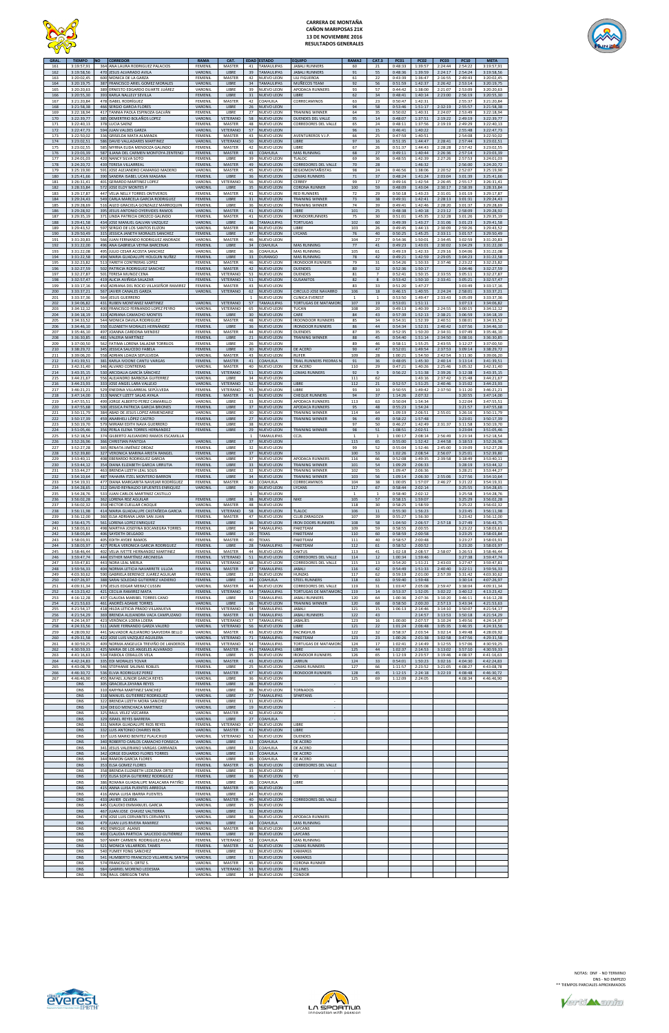# CARRERA DE MONTAÑA
## CAÑON MARIPOSAS 21K
### 13 DE NOVIEMBRE 2016
### RESULTADOS GENERALES

| GRAL | TIEMPO | NO | CORREDOR | RAMA | CAT. | EDAD | ESTADO | EQUIPO | RAMA2 | CAT.2 | PC01 | PC02 | PC03 | PC10 | META |
|---|---|---|---|---|---|---|---|---|---|---|---|---|---|---|---|
| 161 | 3:19:57,91 | 364 | ANA LAURA RODRIGUEZ PALACIOS | FEMENIL | MASTER | 41 | TAMAULIPAS | JABALI RUNNERS | 60 | 21 | 0:48:33 | 1:39:57 | 2:24:44 | 2:54:22 | 3:19:57,91 |
| 162 | 3:19:58,56 | 470 | JESUS ALVARADO AVILA | VARONIL | LIBRE | 39 | TAMAULIPAS | JABALI RUNNERS | 91 | 55 | 0:48:36 | 1:39:59 | 2:24:17 | 2:54:24 | 3:19:58,56 |
| 163 | 3:20:02,45 | 600 | MONICA DE LA GARZA | FEMENIL | MASTER | 42 | NUEVO LEON | LILI FIGUEROA | 61 | 22 | 0:43:39 | 1:36:47 | 2:16:55 | 2:49:43 | 3:20:02,45 |
| 164 | 3:20:19,75 | 387 | FRANCISCO ARIEL GOMEZ MORALES | VARONIL | LIBRE | 34 | TAMAULIPAS | MUÑECOS TEAM | 92 | 56 | 0:51:59 | 1:42:37 | 2:26:42 | 2:53:14 | 3:20:19,75 |
| 165 | 3:20:20,63 | 389 | ERNESTO EDGARDO DUARTE JUÁREZ | VARONIL | LIBRE | 39 | NUEVO LEON | APODACA RUNNERS | 93 | 57 | 0:44:42 | 1:38:00 | 2:21:07 | 2:53:09 | 3:20:20,63 |
| 166 | 3:20:55,30 | 393 | KARLA NALLELY SEVILLA | FEMENIL | LIBRE | 33 | NUEVO LEON | LIBRE | 62 | 34 | 0:48:41 | 1:40:14 | 2:23:00 | 2:56:19 | 3:20:55,30 |
| 167 | 3:21:20,84 | 478 | ISABEL RODRÍGUEZ | FEMENIL | MASTER | 42 | COAHUILA | CORRECAMINOS | 63 | 23 | 0:50:47 | 1:42:31 | | 2:55:37 | 3:21:20,84 |
| 168 | 3:21:58,38 | 466 | SERGIO GARCIA FLORES | VARONIL | LIBRE | 26 | NUEVO LEON | | 94 | 58 | 0:53:46 | 1:51:17 | 2:32:19 | 2:55:57 | 3:21:58,38 |
| 169 | 3:22:18,94 | 417 | TANNIA PAOLA ESPINOZA GALVÁN | FEMENIL | LIBRE | 27 | NUEVO LEON | TRAINING WINNER | 64 | 35 | 0:50:02 | 1:40:31 | 2:24:07 | 2:53:49 | 3:22:18,94 |
| 170 | 3:22:39,77 | 385 | DEMERTRIO BOLAÑOS LOPEZ | VARONIL | VETERANO | 58 | NUEVO LEON | DUENDES DEL VALLE | 95 | 14 | 0:48:07 | 1:37:51 | 2:19:22 | 2:49:19 | 3:22:39,77 |
| 171 | 3:22:40,13 | 378 | LUCIA SAENZ | FEMENIL | MASTER | 48 | NUEVO LEON | CORREDORES DEL VALLE | 65 | 24 | 0:48:11 | 1:37:56 | 2:19:19 | 2:49:29 | 3:22:40,13 |
| 172 | 3:22:47,73 | 594 | JUAN VALDES GARZA | VARONIL | VETERANO | 57 | NUEVO LEON | | 96 | 15 | 0:46:41 | 1:40:22 | | 2:55:48 | 3:22:47,73 |
| 173 | 3:22:50,02 | 336 | GRISELDA MATA ALMANZA | FEMENIL | MASTER | 43 | NUEVO LEON | AVENTUREROS V.I.P. | 66 | 25 | 0:47:59 | 1:40:51 | | 2:54:08 | 3:22:50,02 |
| 174 | 3:23:02,51 | 586 | DAVID VALLADARES MARTINEZ | VARONIL | LIBRE | 36 | NUEVO LEON | LIBRE | 97 | 16 | 0:51:35 | 1:44:47 | 2:28:41 | 2:57:44 | 3:23:02,51 |
| 175 | 3:23:02,55 | 585 | MYRNA EUDA MENDOZA GALINDO | FEMENIL | MASTER | 42 | NUEVO LEON | LIBRE | 67 | 26 | 0:51:37 | 1:44:43 | 2:28:28 | 2:57:42 | 3:23:02,55 |
| 176 | 3:23:03,39 | 587 | ILIANA DEL CARMEN MONTOYA ZENTENO | FEMENIL | MASTER | 43 | COAHUILA | MAS RUNNING | 68 | 27 | 0:49:11 | 1:40:44 | 2:26:36 | 2:57:14 | 3:23:03,39 |
| 177 | 3:24:01,03 | 420 | NANCY SILVA SOTO | FEMENIL | LIBRE | 39 | NUEVO LEON | TLALOC | 69 | 36 | 0:48:55 | 1:42:39 | 2:27:26 | 2:57:53 | 3:24:01,03 |
| 178 | 3:24:20,72 | 439 | TERESA VILLARREAL | FEMENIL | MASTER | 49 | NUEVO LEON | CORREDORES DEL VALLE | 70 | 28 | | 1:46:32 | | 2:56:00 | 3:24:20,72 |
| 179 | 3:25:19,90 | 559 | JOSE ALEJANDRO CAMARGO MADERO | VARONIL | MASTER | 45 | NUEVO LEON | REGIOMONTAÑISTAS | 98 | 24 | 0:46:56 | 1:38:06 | 2:20:52 | 2:52:07 | 3:25:19,90 |
| 180 | 3:25:41,66 | 390 | SANDRA ISABEL UCAN MAGANA | FEMENIL | LIBRE | 36 | NUEVO LEON | LOMAS RUNNERS | 71 | 37 | 0:48:24 | 1:41:24 | 2:03:04 | 3:01:39 | 3:25:41,66 |
| 181 | 3:26:31,41 | 410 | GERARDO MARTINEZ LOPEZ | VARONIL | VETERANO | 56 | NUEVO LEON | CERREY | 99 | 17 | 0:49:16 | 1:42:54 | 2:26:45 | 2:55:17 | 3:26:31,41 |
| 182 | 3:28:33,84 | 572 | JOSE ELOY MONTES P | VARONIL | LIBRE | 35 | NUEVO LEON | CORONA RUNNER | 100 | 59 | 0:48:09 | 1:43:04 | 2:30:17 | 2:58:39 | 3:28:33,84 |
| 183 | 3:29:17,87 | 447 | VELIA NELLY TORRES ONTIVEROS | FEMENIL | MASTER | 41 | NUEVO LEON | RED RUNNERS | 72 | 29 | 0:50:18 | 1:43:23 | 2:31:01 | 3:01:19 | 3:29:17,87 |
| 184 | 3:29:24,43 | 549 | CARLA MARCELA GARCIA RODRIGUEZ | FEMENIL | LIBRE | 33 | NUEVO LEON | TRAINING WINNER | 73 | 38 | 0:49:31 | 1:42:41 | 2:28:13 | 3:01:31 | 3:29:24,43 |
| 185 | 3:29:28,69 | 516 | ALEJO GRACIELA GONZALEZ MARROQUIN | FEMENIL | LIBRE | 36 | NUEVO LEON | TRAINING WINNER | 74 | 39 | 0:49:41 | 1:42:46 | 2:28:20 | 3:01:37 | 3:29:28,69 |
| 186 | 3:29:28,92 | 395 | JESUS ANTONIO OYERVIDES RAMOS | VARONIL | MASTER | 43 | NUEVO LEON | LIBRE | 101 | 25 | 0:48:38 | 1:40:18 | 2:23:12 | 2:58:09 | 3:29:28,92 |
| 187 | 3:29:35,19 | 371 | LINDA PATRICIA OROZCO GALINDO | FEMENIL | MASTER | 41 | NUEVO LEON | IRONDORRUNNERS | 75 | 30 | 0:51:01 | 1:45:35 | 2:32:28 | 3:01:26 | 3:29:35,19 |
| 188 | 3:29:41,58 | 434 | JOSE MANUEL GALVAN VAZQUEZ | VARONIL | LIBRE | 36 | TAMAULIPAS | TORTUGAS | 102 | 60 | 0:49:39 | 1:43:27 | 2:31:06 | 3:01:23 | 3:29:41,58 |
| 189 | 3:29:43,52 | 597 | SERGIO DE LOS SANTOS ELIZON | VARONIL | MASTER | 44 | NUEVO LEON | LIBRE | 103 | 26 | 0:49:45 | 1:44:13 | 2:30:09 | 2:59:26 | 3:29:43,52 |
| 190 | 3:29:50,49 | 315 | JESSICA JANETH MORALES SANCHEZ | FEMENIL | LIBRE | 37 | NUEVO LEON | LYCANS | 76 | 40 | 0:50:25 | 1:45:25 | 2:33:11 | 3:01:57 | 3:29:50,49 |
| 191 | 3:31:20,83 | 566 | JUAN FERNANDO RODRIGUEZ ANDRADE | VARONIL | MASTER | 46 | NUEVO LEON | | 104 | 27 | 0:54:36 | 1:50:01 | 2:34:45 | 3:02:59 | 3:31:20,83 |
| 192 | 3:31:22,00 | 498 | ANA GABRIELA VEYNA BARCENAS | FEMENIL | LIBRE | 34 | COAHUILA | MAS RUNNING | 77 | 41 | 0:49:23 | 1:43:01 | 2:30:02 | 3:04:29 | 3:31:22,00 |
| 193 | 3:31:22,08 | 495 | JULIO CESAR ACOSTA SANCHEZ | VARONIL | LIBRE | 36 | COAHUILA | MAS RUNNING | 105 | 61 | 0:49:13 | 1:42:33 | 2:29:16 | 3:04:06 | 3:31:22,08 |
| 194 | 3:31:22,58 | 494 | MARIA GUADALUPE HOLGUIN NUÑEZ | FEMENIL | LIBRE | 33 | DURANGO | MAS RUNNING | 78 | 42 | 0:49:21 | 1:42:59 | 2:29:05 | 3:04:23 | 3:31:22,58 |
| 195 | 3:32:23,82 | 513 | YARETH CONTRERAS LOPEZ | FEMENIL | MASTER | 46 | NUEVO LEON | IRONDOOR RUNNERS | 79 | 31 | 0:54:26 | 1:50:33 | 2:37:46 | 2:23:22 | 3:32:23,82 |
| 196 | 3:32:27,59 | 502 | PATRICIA RODRIGUEZ SANCHEZ | FEMENIL | MASTER | 42 | NUEVO LEON | DUENDES | 80 | 32 | 0:52:36 | 1:50:17 | | 3:04:46 | 3:32:27,59 |
| 197 | 3:32:27,87 | 501 | TERESA MUNOZ CENA | FEMENIL | VETERANO | 53 | NUEVO LEON | DUENDES | 81 | 7 | 0:52:41 | 1:50:15 | 2:33:55 | 3:05:11 | 3:32:27,87 |
| 198 | 3:32:57,47 | 419 | ALICIA AVIÑOA SALAZAR | FEMENIL | VETERANO | 51 | NUEVO LEON | GUSANITOS | 82 | 8 | 0:53:42 | 1:50:10 | 2:33:41 | 3:05:21 | 3:32:57,47 |
| 199 | 3:33:17,16 | 450 | ADRIANA DEL ROCIO VILLASEÑOR RAMIREZ | FEMENIL | MASTER | 43 | NUEVO LEON | | 83 | 33 | 0:51:20 | 1:47:27 | | 3:03:49 | 3:33:17,16 |
| 200 | 3:33:37,21 | 567 | JAVIER CANALES GARZA | VARONIL | VETERANO | 62 | NUEVO LEON | CIRCULO JOSE NAVARRO | 106 | 18 | 0:46:15 | 1:40:55 | 2:24:24 | 2:58:01 | 3:33:37,21 |
| 201 | 3:33:37,36 | 564 | JESUS GUERRERO | VARONIL | | 1 | NUEVO LEON | CLINICA FUTREST | 1 | 1 | 0:53:50 | 1:49:47 | 2:33:43 | 3:05:09 | 3:33:37,36 |
| 202 | 3:34:06,82 | 431 | RUBEN MONTAÑEZ MARTINEZ | VARONIL | VETERANO | 57 | TAMAULIPAS | TORTUGAS DE MATAMORO | 107 | 19 | 0:53:01 | 1:51:11 | | 3:07:13 | 3:34:06,82 |
| 203 | 3:34:12,12 | 400 | FRANCISCO FERNANDO LOPEZ PEYRO | VARONIL | VETERANO | 65 | NUEVO LEON | TUCAN | 108 | 20 | 0:49:13 | 1:40:39 | 2:24:55 | 3:00:15 | 3:34:12,12 |
| 204 | 3:34:18,19 | 310 | ADRIANA CAMACHO MONTES | FEMENIL | LIBRE | 30 | NUEVO LEON | CARE | 84 | 43 | 0:57:39 | 1:52:13 | 2:38:21 | 3:06:59 | 3:34:18,19 |
| 205 | 3:34:33,52 | 544 | MONICA DAVILA RODRIGUEZ | FEMENIL | MASTER | 48 | NUEVO LEON | IROONDOOR RUNNERS | 85 | 34 | 0:54:31 | 1:52:39 | 2:40:51 | 3:08:01 | 3:34:33,52 |
| 206 | 3:34:46,10 | 550 | ELIZABETH MORALES HERNÁNDEZ | FEMENIL | LIBRE | 36 | NUEVO LEON | IRONDOOR RUNNERS | 86 | 44 | 0:54:34 | 1:52:31 | 2:40:42 | 3:07:56 | 3:34:46,10 |
| 207 | 3:35:46,10 | 497 | JOANNA CARDONA MENDEZ | FEMENIL | MASTER | 44 | NUEVO LEON | DUENDES | 87 | 35 | 0:52:35 | 1:50:20 | 2:34:31 | 3:07:49 | 3:35:46,10 |
| 208 | 3:36:30,85 | 481 | VALERIA MARTINEZ | FEMENIL | LIBRE | 21 | NUEVO LEON | TRAINING WINNER | 88 | 45 | 0:54:40 | 1:51:14 | 2:34:50 | 3:08:16 | 3:36:30,85 |
| 209 | 3:37:00,50 | 562 | FATIMA LORENA SALAZAR TORRIJOS | FEMENIL | LIBRE | 26 | NUEVO LEON | | 89 | 46 | 0:58:11 | 1:55:25 | 2:43:55 | 3:12:27 | 3:37:00,50 |
| 210 | 3:38:29,72 | 345 | JESSICA SAUCEDO FABELA | FEMENIL | LIBRE | 30 | NUEVO LEON | DE ACERO | 90 | 47 | 0:52:01 | 1:49:54 | 2:37:53 | 3:09:14 | 3:38:29,72 |
| 211 | 3:39:06,20 | 558 | ADRIAN LOAIZA SEPULVEDA | VARONIL | MASTER | 43 | NUEVO LEON | RUFER | 109 | 28 | 1:00:21 | 1:54:50 | 2:42:54 | 3:11:30 | 3:39:06,20 |
| 212 | 3:41:39,51 | 381 | KARLA IVOONE CANTU VARGAS | FEMENIL | MASTER | 41 | COAHUILA | TRAIL RUNNERS PIEDRAS N | 91 | 36 | 0:48:05 | 1:45:30 | 2:40:14 | 3:13:14 | 3:41:39,51 |
| 213 | 3:42:31,40 | 346 | ALVARO CONTRERAS | VARONIL | MASTER | 40 | NUEVO LEON | DE ACERO | 110 | 29 | 0:47:21 | 1:40:26 | 2:25:46 | 3:05:32 | 3:42:31,40 |
| 214 | 3:43:35,15 | 539 | ARCIDALIA GARCÍA SÁNCHEZ | FEMENIL | VETERANO | 51 | NUEVO LEON | LOMAS RUNNERS | 92 | 9 | 0:56:22 | 1:51:38 | 2:39:26 | 3:12:38 | 3:43:35,15 |
| 215 | 3:44:21,67 | 556 | ALEJANDRO BARBOSA GUTIERREZ | VARONIL | LIBRE | 34 | NUEVO LEON | | 111 | 62 | | 1:43:16 | 2:37:42 | 3:15:48 | 3:44:21,67 |
| 216 | 3:44:23,93 | 333 | JOSE ANGEL LARA VALLEJO | VARONIL | VETERANO | 52 | NUEVO LEON | LIBRE | 112 | 21 | 0:52:57 | 1:51:25 | 2:40:46 | 3:15:02 | 3:44:23,93 |
| 217 | 3:46:21,21 | 529 | ENEDINA VILLARREAL SEPÚLVEDA | FEMENIL | VETERANO | 55 | NUEVO LEON | LIBRE | 93 | 10 | 0:50:55 | 1:49:42 | 2:37:50 | 3:11:20 | 3:46:21,21 |
| 218 | 3:47:14,00 | 313 | NANCY LIZETT SALAS AYALA | FEMENIL | MASTER | 41 | NUEVO LEON | CHEQUE RUNNERS | 94 | 37 | 1:14:26 | 2:07:32 | | 3:20:55 | 3:47:14,00 |
| 219 | 3:47:55,51 | 499 | JORGE ALBERTO PEREZ CAMARILLO | VARONIL | LIBRE | 33 | NUEVO LEON | APODACA RUNNERS | 113 | 63 | 0:50:04 | 1:54:34 | | 3:22:04 | 3:47:55,51 |
| 220 | 3:47:55,68 | 500 | JESSICA PATRICIA GARCIA BRIONES | FEMENIL | LIBRE | 37 | NUEVO LEON | APODACA RUNNERS | 95 | 48 | 0:55:23 | 1:54:24 | | 3:21:57 | 3:47:55,68 |
| 221 | 3:50:11,79 | 384 | ABAD DE JESUS LOPEZ ARMENDARIZ | VARONIL | LIBRE | 30 | NUEVO LEON | TRAINING WINNER | 114 | 64 | 1:09:19 | 2:06:51 | 2:55:01 | 3:26:16 | 3:50:11,79 |
| 222 | 3:50:17,39 | 459 | ANAHELI LÓPEZ CASTRO | FEMENIL | LIBRE | 27 | NUEVO LEON | TRAINING WINNER | 96 | 49 | 0:58:22 | 1:57:48 | | 3:23:01 | 3:50:17,39 |
| 223 | 3:50:19,70 | 379 | MIRIAM EDITH NAVA GUERRERO | FEMENIL | LIBRE | 38 | NUEVO LEON | | 97 | 50 | 0:46:27 | 1:42:49 | 2:31:37 | 3:11:58 | 3:50:19,70 |
| 224 | 3:51:05,46 | 356 | PERLA ELENA TORRES HERNANDEZ | FEMENIL | LIBRE | 29 | NUEVO LEON | TRAINING WINNER | 98 | 51 | 1:09:51 | 2:02:51 | | 3:23:04 | 3:51:05,46 |
| 225 | 3:52:18,54 | 374 | GILBERTO ALEJANDRO RAMOS ESCAMILLA | | | 1 | TAMAULIPAS | CC2L | 1 | 1 | 1:00:17 | 2:08:14 | 2:56:49 | 3:23:34 | 3:52:18,54 |
| 226 | 3:52:26,96 | 366 | CHRISTIAN PANTOJA | VARONIL | LIBRE | 37 | NUEVO LEON | | 115 | 65 | 0:55:00 | 1:52:42 | 2:44:58 | 3:18:53 | 3:52:26,96 |
| 227 | 3:52:27,28 | 365 | RENATA JIMÉNEZ ORDAZ | FEMENIL | LIBRE | 32 | NUEVO LEON | | 99 | 52 | 0:55:04 | 1:52:46 | 2:45:00 | 3:19:09 | 3:52:27,28 |
| 228 | 3:52:33,80 | 327 | VERONICA MARINA ARISTA RANGEL | FEMENIL | LIBRE | 37 | NUEVO LEON | | 100 | 53 | 1:02:26 | 2:08:54 | 2:56:07 | 3:25:01 | 3:52:33,80 |
| 229 | 3:53:40,11 | 408 | EBERARDO RODRIGUEZ GARCIA | VARONIL | LIBRE | 37 | NUEVO LEON | APODACA RUNNERS | 116 | 66 | 0:52:08 | 1:49:15 | 2:39:58 | 3:18:49 | 3:53:40,11 |
| 230 | 3:53:44,12 | 354 | DIANA ELIZABETH GARCIA URRUTIA | FEMENIL | LIBRE | 33 | NUEVO LEON | TRAINING WINNER | 101 | 54 | 1:09:29 | 2:06:33 | | 3:28:19 | 3:53:44,12 |
| 231 | 3:53:44,47 | 461 | BRENDA LIZETH LEAL SOLIS | FEMENIL | LIBRE | 32 | NUEVO LEON | TRAINING WINNER | 102 | 55 | 1:09:47 | 2:06:36 | | 3:28:21 | 3:53:44,47 |
| 232 | 3:54:10,64 | 487 | YAHAIRA ITZEL MONTERO BARRON | FEMENIL | LIBRE | 34 | NUEVO LEON | TRAINING WINNER | 103 | 56 | 1:09:14 | 2:06:30 | 2:55:06 | 3:27:56 | 3:54:10,64 |
| 233 | 3:54:19,31 | 477 | DIANA MARGARITA NAVEJAR RODRIGUEZ | FEMENIL | MASTER | 42 | COAHUILA | CORRECAMINOS | 104 | 38 | 1:00:05 | 1:57:07 | 2:46:27 | 3:21:22 | 3:54:19,31 |
| 234 | 3:54:28,65 | 312 | DAVID REYNALDO SIFUENTES ENRIQUEZ | VARONIL | LIBRE | 39 | NUEVO LEON | LYCANS | 117 | 67 | 0:58:44 | 2:02:14 | | 3:25:55 | 3:54:28,65 |
| 235 | 3:54:28,76 | 533 | JUAN CARLOS MARTINEZ CASTILLO | | | 1 | NUEVO LEON | | 1 | 1 | 0:58:40 | 2:02:12 | | 3:25:58 | 3:54:28,76 |
| 236 | 3:56:02,28 | 362 | LORENA RDZ AGUILAR | FEMENIL | LIBRE | 38 | NUEVO LEON | NIKE | 105 | 57 | 0:58:15 | 1:59:07 | | 3:25:29 | 3:56:02,28 |
| 237 | 3:56:02,32 | 359 | HECTOR CUELLAR CHOQUE | VARONIL | MASTER | 48 | NUEVO LEON | | 118 | 30 | 0:58:25 | 1:58:59 | | 3:25:22 | 3:56:02,32 |
| 238 | 3:56:11,08 | 424 | MARIA GUADALUPE CASTAÑEDA GARCIA | FEMENIL | VETERANO | 58 | NUEVO LEON | TLALOC | 106 | 11 | 0:55:30 | 1:56:23 | | 3:23:45 | 3:56:11,08 |
| 239 | 3:56:12,00 | 360 | ELSA ADRIANA LARA SAN JUAN | FEMENIL | MASTER | 47 | NUEVO LEON | CLUB ZARAGOZA | 107 | 39 | 0:55:27 | 1:56:30 | | 3:23:42 | 3:56:12,00 |
| 240 | 3:56:43,75 | 361 | LORENA LOPEZ ENRIQUEZ | FEMENIL | LIBRE | 36 | NUEVO LEON | IRON DOORS RUNNERS | 108 | 58 | 1:04:50 | 2:06:57 | 2:57:18 | 3:27:49 | 3:56:43,75 |
| 241 | 3:58:03,61 | 490 | MARTHA JOSEFINA BOCANEGRA TORRES | FEMENIL | LIBRE | 34 | TAMAULIPAS | PAKETEAM | 109 | 59 | 0:58:55 | 2:00:55 | | 3:23:22 | 3:58:03,61 |
| 242 | 3:58:03,84 | 406 | SAYDETH DELGADO | FEMENIL | LIBRE | 19 | TEXAS | PAKETEAM | 110 | 60 | 0:58:59 | 2:00:58 | | 3:23:25 | 3:58:03,84 |
| 243 | 3:58:03,91 | 409 | EDITH AYDEE RAMOS | FEMENIL | MASTER | 40 | TEXAS | PAKETEAM | 111 | 40 | 0:58:57 | 2:00:48 | | 3:23:17 | 3:58:03,91 |
| 244 | 3:58:03,97 | 427 | PERLA VERONICA GARCIA RODRIGUEZ | FEMENIL | LIBRE | 28 | TAMAULIPAS | PAKETEAM | 112 | 61 | 0:58:52 | 2:00:52 | | 3:23:20 | 3:58:03,97 |
| 245 | 3:58:46,44 | 402 | VELIA IVETTE HERNANDEZ MARTINEZ | FEMENIL | MASTER | 44 | NUEVO LEON | KAKTUS | 113 | 41 | 1:02:18 | 2:08:57 | 2:58:07 | 3:26:53 | 3:58:46,44 |
| 246 | 3:59:47,74 | 444 | ESTHER MARTINEZ ARCINIEGA | FEMENIL | VETERANO | 51 | NUEVO LEON | CORREDORES DEL VALLE | 114 | 12 | 1:00:34 | 1:59:46 | | 3:27:38 | 3:59:47,74 |
| 247 | 3:59:47,81 | 443 | NORA LEAL MERLA | FEMENIL | VETERANO | 68 | NUEVO LEON | CORREDORES DEL VALLE | 115 | 13 | 0:54:20 | 1:51:21 | 2:43:03 | 3:27:47 | 3:59:47,81 |
| 248 | 3:59:56,33 | 504 | NORMA LETICIA NAVARRETE ULLOA | FEMENIL | MASTER | 47 | TAMAULIPAS | JABALIS | 116 | 42 | 0:54:49 | 1:51:33 | 2:40:40 | 3:22:11 | 3:59:56,33 |
| 249 | 4:03:30,62 | 590 | GABRIELA BERENICE JUAREZ AGUILAR | FEMENIL | LIBRE | 23 | NUEVO LEON | HUNZAS | 117 | 62 | 0:59:19 | 2:01:00 | 2:57:39 | 3:31:42 | 4:03:30,62 |
| 250 | 4:07:26,97 | 388 | SARAI SOLEDAD GUTIERREZ VADIERIO | FEMENIL | LIBRE | 34 | COAHUILA | STEEL RUNNERS | 118 | 63 | 0:59:40 | 1:59:48 | | 3:30:14 | 4:07:26,97 |
| 251 | 4:09:31,34 | 391 | JESUS EDGAR MERAZ CUSSIN | VARONIL | MASTER | 44 | NUEVO LEON | CORREDORES DEL VALLE | 119 | 31 | 1:03:47 | 2:05:08 | 2:59:47 | 3:38:04 | 4:09:31,34 |
| 252 | 4:13:23,42 | 421 | CECILIA RAMÍREZ MATA | FEMENIL | VETERANO | 54 | TAMAULIPAS | TORTUGAS DE MATAMORO | 119 | 14 | 0:53:37 | 1:52:05 | 3:02:22 | 3:40:12 | 4:13:23,42 |
| 253 | 4:16:12,28 | 437 | CLAUDIA MARIBEL TORRES CANO | FEMENIL | LIBRE | 32 | TAMAULIPAS | JABALI RUNNERS | 120 | 64 | 1:00:36 | 2:07:36 | 3:10:20 | 3:46:11 | 4:16:12,28 |
| 254 | 4:21:53,65 | 461 | ANDRÉS AGAMIE TORRES | VARONIL | LIBRE | 26 | NUEVO LEON | TRAINING WINNER | 120 | 68 | 0:58:50 | 2:00:20 | 2:57:13 | 3:43:34 | 4:21:53,65 |
| 255 | 4:21:54,17 | 418 | HILDA LETICIA PRADO VILLANUEVA | FEMENIL | VETERANO | 54 | TAMAULIPAS | JABALI | 121 | 15 | 1:06:13 | 2:14:46 | 3:14:10 | 3:50:07 | 4:21:54,17 |
| 256 | 4:21:54,29 | 369 | BRENDA ALEJANDRA VACA CAMPUZANO | FEMENIL | MASTER | 43 | TAMAULIPAS | JABALI RUNNERS | 122 | 43 | | 2:14:57 | 3:13:53 | 3:50:18 | 4:21:54,29 |
| 257 | 4:24:14,97 | 423 | VERÓNICA LOERA LOERA | FEMENIL | VETERANO | 57 | TAMAULIPAS | JABALIES | 123 | 16 | 1:00:00 | 2:07:57 | 3:10:24 | 3:49:56 | 4:24:14,97 |
| 258 | 4:24:33,56 | 531 | JAIME FERNANDO GARZA VALERO | VARONIL | VETERANO | 56 | NUEVO LEON | LIBRE | 121 | 22 | 1:01:24 | 2:06:48 | 3:05:35 | 3:46:35 | 4:24:33,56 |
| 259 | 4:28:09,92 | 441 | SALVADOR ALEJANDRO SAAVEDRA BELLO | VARONIL | MASTER | 43 | NUEVO LEON | RACINGHUB | 122 | 32 | 0:58:37 | 2:03:54 | 3:02:14 | 3:49:48 | 4:28:09,92 |
| 260 | 4:29:31,58 | 422 | JOSE LUIS VAZQUEZ AGUILERA | VARONIL | VETERANO | 71 | TAMAULIPAS | PAKETEAM | 123 | 23 | 1:00:26 | 2:01:38 | 3:02:58 | 3:47:56 | 4:29:31,58 |
| 261 | 4:30:59,25 | 436 | NORMA ANGELICA TREVIÑO DE LANDEROS | FEMENIL | VETERANO | 54 | TAMAULIPAS | TORTUGAS DE MATAMORO | 124 | 17 | 1:02:41 | 2:14:49 | 3:12:55 | 3:57:06 | 4:30:59,25 |
| 262 | 4:30:59,33 | 425 | MARIA DE LOS ANGELES ALVARADO | FEMENIL | MASTER | 41 | TAMAULIPAS | LIBRE | 125 | 44 | 1:02:37 | 2:14:53 | 3:13:02 | 3:57:10 | 4:30:59,33 |
| 263 | 4:41:16,63 | 534 | FABIOLA CEBALLOS VELA | FEMENIL | LIBRE | 35 | NUEVO LEON | IRONDOOR RUNNERS | 126 | 65 | 1:12:19 | 2:23:57 | 3:19:46 | 4:08:37 | 4:41:16,63 |
| 264 | 4:42:24,83 | 335 | EDI MORALES TOVAR | FEMENIL | MASTER | 43 | NUEVO LEON | JARRUN | 124 | 33 | 0:54:01 | 1:50:23 | 3:02:16 | 4:04:30 | 4:42:24,83 |
| 265 | 4:43:08,78 | 546 | STEPHANIE SALINAS ROBLES | FEMENIL | LIBRE | 25 | NUEVO LEON | LOMAS RUNNERS | 127 | 66 | 1:11:57 | 2:23:52 | 3:21:05 | 4:08:27 | 4:43:08,78 |
| 266 | 4:46:30,72 | 543 | SILVIA RODRIGUEZ PEREZ | FEMENIL | MASTER | 47 | NUEVO LEON | IRONDOOR RUNNERS | 128 | 45 | 1:12:15 | 2:24:18 | 3:22:19 | 4:08:48 | 4:46:30,72 |
| 267 | 4:46:46,90 | 455 | RAFAEL JUNIOR GARCIA REYES | VARONIL | LIBRE | 25 | NUEVO LEON | | 125 | 69 | 1:12:09 | 2:24:05 | | 4:08:34 | 4:46:46,90 |
| DNS | | 305 | GRACIELA ZAYANA REYES | FEMENIL | LIBRE | 28 | NUEVO LEON | | | | | | | | |
| DNS | | 310 | KARYNA MARTINEZ SANCHEZ | FEMENIL | LIBRE | 36 | NUEVO LEON | TORNADOS | | | | | | | |
| DNS | | 318 | MANUEL GUTIERREZ RODRIGUEZ | VARONIL | LIBRE | 27 | TAMAULIPAS | SPARTANS | | | | | | | |
| DNS | | 322 | BRENDA LIZETH MORA SANCHEZ | FEMENIL | LIBRE | 31 | NUEVO LEON | | | | | | | | |
| DNS | | 324 | DIEGO MENCHACA MARTINEZ | VARONIL | LIBRE | 19 | NUEVO LEON | - | | | | | | | |
| DNS | | 325 | RAUL VELEZ VIZCARRA | VARONIL | MASTER | 42 | NUEVO LEON | - | | | | | | | |
| DNS | | 329 | ISRAEL REYES BARRERA | VARONIL | LIBRE | 27 | COAHUILA | - | | | | | | | |
| DNS | | 331 | MARIA GUADALUPE RIOS REYES | FEMENIL | VETERANO | 67 | NUEVO LEON | LIBRE | | | | | | | |
| DNS | | 332 | LUIS ANTONIO CHAIRES RIOS | VARONIL | MASTER | 41 | NUEVO LEON | LIBRE | | | | | | | |
| DNS | | 337 | LUIS MARIO BENITEZ PLAUCHUD | VARONIL | VETERANO | 52 | NUEVO LEON | DUENDES | | | | | | | |
| DNS | | 340 | ROBERTO CARLOS CAMACHO FONSECA | VARONIL | LIBRE | 33 | COAHUILA | DE ACERO | | | | | | | |
| DNS | | 341 | JESUS VALERIANO VARGAS CARRANZA | VARONIL | LIBRE | 32 | COAHUILA | DE ACERO | | | | | | | |
| DNS | | 342 | JORGE EDUARDO FLORES TORRES | VARONIL | LIBRE | 33 | COAHUILA | DE ACERO | | | | | | | |
| DNS | | 344 | RAMON GARCIA FLORES | VARONIL | LIBRE | 36 | COAHUILA | DE ACERO | | | | | | | |
| DNS | | 353 | ELSA GOMEZ FLORES | FEMENIL | MASTER | 45 | NUEVO LEON | CORREDORES DEL VALLE | | | | | | | |
| DNS | | 358 | BRENDA ELIZABETH LEDEZMA ORTIZ | FEMENIL | LIBRE | 33 | NUEVO LEON | | | | | | | | |
| DNS | | 372 | ELISA SOFIA GUTIERREZ RODRIGUEZ | FEMENIL | LIBRE | 36 | NUEVO LEON | YO | | | | | | | |
| DNS | | 386 | ROXANA GUADALUPE MALACARA PATIÑO | FEMENIL | LIBRE | 26 | COAHUILA | LIBRE | | | | | | | |
| DNS | | 415 | ANNA LUISA PUENTES ARREOLA | FEMENIL | MASTER | 45 | NUEVO LEON | | | | | | | | |
| DNS | | 416 | ANNA LUISA IBARRA PUENTES | FEMENIL | LIBRE | 24 | NUEVO LEON | | | | | | | | |
| DNS | | 433 | JAVIER OLVERA | VARONIL | MASTER | 40 | NUEVO LEON | CORREDORES DEL VALLE | | | | | | | |
| DNS | | 445 | CLAUDIO EMMANUEL GARCIA | VARONIL | LIBRE | 35 | NUEVO LEON | | | | | | | | |
| DNS | | 467 | JUAN JOSE CHAVEZ VALTIERRA | VARONIL | LIBRE | 32 | NUEVO LEON | | | | | | | | |
| DNS | | 474 | JOSE LUIS CERVANTES CERVANTES | VARONIL | LIBRE | 36 | NUEVO LEON | APODACA RUNNERS | | | | | | | |
| DNS | | 479 | JUAN LUIS RIVERA RAMIREZ | VARONIL | LIBRE | 24 | COAHUILA | MAS RUNNING | | | | | | | |
| DNS | | 492 | ENRIQUE ALANIS | VARONIL | MASTER | 48 | NUEVO LEON | LAYCANS | | | | | | | |
| DNS | | 493 | CLAUDIA PATRICIA SAUCEDO GUTIÉRREZ | FEMENIL | LIBRE | 39 | NUEVO LEON | LAYCANS | | | | | | | |
| DNS | | 507 | MARY CARMEN RODRIGUEZ AVILA | FEMENIL | VETERANO | 52 | COAHUILA | MAS RUNNING | | | | | | | |
| DNS | | 521 | MONICA VILLARROEL TAMES | FEMENIL | MASTER | 42 | NUEVO LEON | LOMAS RUNNERS | | | | | | | |
| DNS | | 540 | YUMEY FONG SANCHEZ | FEMENIL | LIBRE | 32 | NUEVO LEON | KAMARGS | | | | | | | |
| DNS | | 541 | HUMBERTO FRANCISCO VILLARREAL SANTIA | VARONIL | LIBRE | 31 | NUEVO LEON | KAMARGS | | | | | | | |
| DNS | | 574 | FRANCISCO S. ORTIZ S. | VARONIL | MASTER | 45 | NUEVO LEON | CORONA RUNNER | | | | | | | |
| DNS | | 584 | GABRIEL MORENO LEDESMA | VARONIL | VETERANO | 53 | NUEVO LEON | PILLINES | | | | | | | |
| DNS | | 596 | RAUL OBREGON TAPIA | VARONIL | LIBRE | 34 | NUEVO LEON | CONDOR | | | | | | | |

NOTAS: DNF - NO TERMINO
DNS - NO EMPEZO
** TIEMPOS PARCIALES APROXIMADOS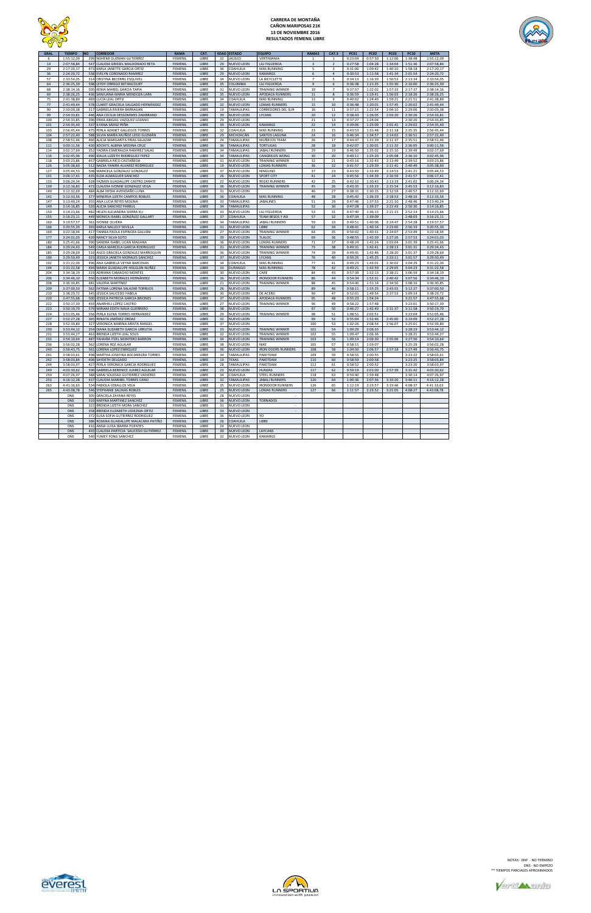# CARRERA DE MONTAÑA
## CAÑON MARIPOSAS 21K
### 13 DE NOVIEMBRE 2016
### RESULTADOS FEMENIL LIBRE

| GRAL. | TIEMPO | NO | CORREDOR | RAMA | CAT. | EDAD | ESTADO | EQUIPO | RAMA2 | CAT.3 | PC01 | PC02 | PC03 | PC10 | META |
|---|---|---|---|---|---|---|---|---|---|---|---|---|---|---|---|
| 6 | 1:55:12,09 | 299 | NOHEMI GUZMAN GUTIERREZ | FEMENIL | LIBRE | 32 | JALISCO | VERTIMANIA | 1 | 1 | 0:23:04 | 0:57:50 | 1:12:06 | 1:38:48 | 1:55:12,09 |
| 14 | 2:07:58,84 | 547 | CLAUDIA GRISSEL MALDONADO RETA | FEMENIL | LIBRE | 29 | NUEVO LEON | LILI FIGUEROA | 3 | 2 | 0:27:58 | 1:04:28 | 1:34:04 | 1:51:36 | 2:07:58,84 |
| 29 | 2:17:20,17 | 473 | KARLA JANETTE GARCIA ORTIZ | FEMENIL | LIBRE | 36 | COAHUILA | MAS RUNNING | 5 | 3 | 0:31:06 | 1:09:42 | 1:40:10 | 1:58:18 | 2:17:20,17 |
| 56 | 2:24:20,72 | 538 | EVELYN CORONADO RAMIREZ | FEMENIL | LIBRE | 29 | NUEVO LEON | KAMARGS | 6 | 4 | 0:30:53 | 1:11:58 | 1:41:34 | 2:01:54 | 2:24:20,72 |
| 57 | 2:33:54,05 | 314 | CRISTINA BECERRIL ESQUIVEL | FEMENIL | LIBRE | 34 | NUEVO LEON | LA BICYCLETTE | 7 | 5 | 0:34:13 | 1:18:39 | 1:50:53 | 2:13:34 | 2:33:54,05 |
| 64 | 2:36:25,39 | 598 | LEYDY ORREGO BETANCOURT | FEMENIL | LIBRE | 35 | COLOMBIA | LILI FIGUEROA | 9 | 6 | 0:36:38 | 1:21:35 | 1:55:30 | 2:16:00 | 2:36:25,39 |
| 68 | 2:38:14,16 | 505 | KENIA MARIEL GARCIA TAPIA | FEMENIL | LIBRE | 31 | NUEVO LEON | TRAINING WINNER | 10 | 7 | 0:37:57 | 1:22:02 | 1:57:33 | 2:17:37 | 2:38:14,16 |
| 69 | 2:38:26,25 | 436 | SANJUANA MARIA MENDOZA LARA | FEMENIL | LIBRE | 35 | NUEVO LEON | APODACA RUNNERS | 11 | 8 | 0:36:59 | 1:19:41 | 1:56:03 | 2:18:26 | 2:38:26,25 |
| 75 | 2:41:38,89 | 469 | LUCIA LEAL ORTIZ | FEMENIL | LIBRE | 34 | COAHUILA | MAS RUNNING | 13 | 9 | 0:40:02 | 1:24:40 | 1:59:21 | 2:21:51 | 2:41:38,89 |
| 77 | 2:41:49,44 | 578 | CLARET GRACIELA SALGADO HERNÁNDEZ | FEMENIL | LIBRE | 32 | NUEVO LEON | LOMAS RUNNERS | 15 | 10 | 0:36:48 | 1:20:01 | 1:57:45 | 2:20:02 | 2:41:49,44 |
| 90 | 2:50:09,38 | 317 | GABRIELA RIVERA BARRAGAN | FEMENIL | LIBRE | 19 | TAMAULIPAS | CORREDORES DEL SUR | 16 | 11 | 0:37:15 | 1:22:54 | 2:04:10 | 2:29:06 | 2:50:09,38 |
| 99 | 2:54:33,81 | 446 | ANA CECILIA DESSOMMES ZAMBRANO | FEMENIL | LIBRE | 39 | NUEVO LEON | LYCANS | 20 | 12 | 0:38:43 | 1:26:05 | 2:03:20 | 2:30:26 | 2:54:33,81 |
| 100 | 2:54:33,85 | 396 | ERIKA ABIGAIL VAZQUEZ LOZANO | FEMENIL | LIBRE | 29 | NUEVO LEON | | 21 | 13 | 0:37:27 | 1:24:04 | | 2:30:20 | 2:54:33,85 |
| 101 | 2:54:35,40 | 537 | ILYANA SAENZ PEÑA | FEMENIL | LIBRE | 39 | NUEVO LEON | KAMARGS | 22 | 14 | 0:39:06 | 1:25:09 | 2:01:41 | 2:29:02 | 2:54:35,40 |
| 103 | 2:56:45,44 | 475 | PERLA AZANET GALLEGOS TORRES | FEMENIL | LIBRE | 32 | COAHUILA | MAS RUNNING | 23 | 15 | 0:43:53 | 1:31:48 | 2:11:18 | 2:35:35 | 2:56:45,44 |
| 104 | 2:57:22,40 | 588 | SILVIA MARIA MUÑOZ LEDO GUZMÁN | FEMENIL | LIBRE | 29 | MICHOACAN | SANTOS LAGUNA | 24 | 16 | 0:46:34 | 1:34:57 | 2:14:02 | 2:36:51 | 2:57:22,40 |
| 108 | 2:58:51,46 | 460 | ALICIA MARGARITA FRÍAS SALAZAR | FEMENIL | LIBRE | 24 | TAMAULIPAS | MUÑECOS TEAM | 26 | 17 | 0:44:47 | 1:31:39 | 2:11:37 | 2:35:51 | 2:58:51,46 |
| 111 | 3:00:11,56 | 430 | XOCHITL AUBINA MEDINA CRUZ | FEMENIL | LIBRE | 36 | TAMAULIPAS | TORTUGAS | 28 | 18 | 0:42:07 | 1:30:01 | 2:11:32 | 2:36:05 | 3:00:11,56 |
| 114 | 3:02:17,69 | 352 | YADIRA ESMERALDA RAMIREZ SALAS | FEMENIL | LIBRE | 34 | TAMAULIPAS | JABALI RUNNERS | 29 | 19 | 0:46:50 | 1:35:02 | 2:15:10 | 2:39:49 | 3:02:17,69 |
| 116 | 3:02:45,96 | 490 | IDALIA LIZZETH RODRIGUEZ YEPEZ | FEMENIL | LIBRE | 34 | TAMAULIPAS | CANGREJOS WONG | 30 | 20 | 0:40:11 | 1:25:20 | 2:05:08 | 2:36:10 | 3:02:45,96 |
| 118 | 3:03:23,86 | 457 | GABRIELA RICO CASTAÑEDA | FEMENIL | LIBRE | 31 | NUEVO LEON | TRAINING WINNER | 32 | 21 | 0:43:16 | 1:32:43 | 2:13:49 | 2:39:52 | 3:03:23,86 |
| 126 | 3:05:38,60 | 512 | NADIA YANIRA ALVAREZ RODRIGUEZ | FEMENIL | LIBRE | 19 | NUEVO LEON | LOMAS RUNNERS | 36 | 22 | 0:41:57 | 1:29:39 | 2:11:41 | 2:40:49 | 3:05:38,60 |
| 127 | 3:05:44,53 | 508 | MARICELA GONZALEZ GONZALEZ | FEMENIL | LIBRE | 37 | NUEVO LEON | NINGUNO | 37 | 23 | 0:43:50 | 1:33:49 | 2:14:53 | 2:41:21 | 3:05:44,53 |
| 131 | 3:06:17,41 | 435 | ELDA ALMAGUER SANCHEZ | FEMENIL | LIBRE | 26 | NUEVO LEON | SPORT CITY | 41 | 24 | 0:45:56 | 1:34:39 | 2:16:59 | 2:41:57 | 3:06:17,41 |
| 133 | 3:06:24,34 | 528 | YAZMIN GUADALUPE CASTRO ZARATE | FEMENIL | LIBRE | 22 | NUEVO LEON | REGIO RUNNERS | 42 | 25 | 0:42:10 | 1:30:43 | 2:13:19 | 2:41:02 | 3:06:24,34 |
| 135 | 3:12:16,83 | 472 | CLAUDIA IVONNE GONZALEZ VEGA | FEMENIL | LIBRE | 36 | NUEVO LEON | TRAINING WINNER | 45 | 26 | 0:43:35 | 1:33:23 | 2:15:54 | 2:45:53 | 3:12:16,83 |
| 140 | 3:12:32,69 | 484 | ALBA NYDIA AVENDAÑO LUNA | FEMENIL | LIBRE | 31 | NUEVO LEON | | 46 | 27 | 0:38:31 | 1:30:15 | 2:12:59 | 2:40:57 | 3:12:32,69 |
| 142 | 3:12:33,56 | 377 | MINERVA LIZETH CAMPOS ROBLES | FEMENIL | LIBRE | 36 | COAHUILA | MAS RUNNING | 48 | 28 | 0:45:42 | 1:36:29 | 2:18:53 | 2:48:16 | 3:12:33,56 |
| 147 | 3:13:40,24 | 355 | ANA LUCIA REYES MOLINA | FEMENIL | LIBRE | 33 | TAMAULIPAS | JABALINES | 51 | 29 | 0:47:46 | 1:37:53 | 2:21:10 | 2:48:46 | 3:13:40,24 |
| 149 | 3:14:16,85 | 520 | ALICIA SANCHEZ PARBUL | FEMENIL | LIBRE | 34 | TAMAULIPAS | | 52 | 30 | 0:47:28 | 1:39:27 | 2:22:43 | 2:50:30 | 3:14:16,85 |
| 150 | 3:14:23,66 | 482 | HELEN ALEJANDRA SIERRA KU | FEMENIL | LIBRE | 33 | NUEVO LEON | LILI FIGUEROA | 53 | 31 | 0:47:40 | 1:36:13 | 2:21:15 | 2:52:14 | 3:14:23,66 |
| 155 | 3:16:23,11 | 449 | MONICA ISABEL GONZÁLEZ GALLART | FEMENIL | LIBRE | 37 | COAHUILA | TEAM BESOS Y ASI | 57 | 32 | 0:47:34 | 1:39:09 | | 2:48:03 | 3:16:23,11 |
| 160 | 3:19:57,57 | 361 | IVONNE OLVERA | FEMENIL | LIBRE | 34 | TAMAULIPAS | JABALI RUNNERS | 59 | 33 | 0:49:51 | 1:40:06 | 2:24:47 | 2:54:28 | 3:19:57,57 |
| 166 | 3:20:55,30 | 393 | KARLA NALLELY SEVILLA | FEMENIL | LIBRE | 31 | NUEVO LEON | LIBRE | 62 | 34 | 0:48:45 | 1:40:14 | 2:23:00 | 2:56:19 | 3:20:55,30 |
| 169 | 3:22:18,94 | 417 | TANNIA PAOLA ESPINOZA GALVÁN | FEMENIL | LIBRE | 27 | NUEVO LEON | TRAINING WINNER | 64 | 35 | 0:50:02 | 1:40:31 | 2:24:07 | 2:53:49 | 3:22:18,94 |
| 177 | 3:24:01,03 | 420 | NANCY SILVA SOTO | FEMENIL | LIBRE | 39 | NUEVO LEON | TLALOC | 69 | 36 | 0:48:55 | 1:42:39 | 2:27:26 | 2:57:53 | 3:24:01,03 |
| 180 | 3:25:41,66 | 390 | SANDRA ISABEL UCAN MAGANA | FEMENIL | LIBRE | 36 | NUEVO LEON | LOMAS RUNNERS | 71 | 37 | 0:48:24 | 1:41:24 | 2:03:04 | 3:01:39 | 3:25:41,66 |
| 184 | 3:29:24,43 | 549 | CARLA MARCELA GARCIA RODRIGUEZ | FEMENIL | LIBRE | 31 | NUEVO LEON | TRAINING WINNER | 73 | 38 | 0:49:31 | 1:42:41 | 2:28:13 | 3:01:31 | 3:29:24,43 |
| 185 | 3:29:28,69 | 516 | AILED GRACIELA GONZALEZ MARROQUIN | FEMENIL | LIBRE | 36 | NUEVO LEON | TRAINING WINNER | 74 | 39 | 0:49:41 | 1:42:46 | 2:28:20 | 3:01:37 | 3:29:28,69 |
| 190 | 3:29:50,49 | 315 | JESSICA JANETH MORALES SANCHEZ | FEMENIL | LIBRE | 37 | NUEVO LEON | LYCANS | 76 | 40 | 0:50:25 | 1:45:25 | 2:33:11 | 3:01:57 | 3:29:50,49 |
| 192 | 3:31:22,00 | 496 | ANA GABRIELA VEYNA BARCENAS | FEMENIL | LIBRE | 34 | COAHUILA | MAS RUNNING | 77 | 41 | 0:49:23 | 1:43:01 | 2:30:02 | 3:04:29 | 3:31:22,00 |
| 194 | 3:31:22,58 | 494 | MARIA GUADALUPE HOLGUÍN NUÑEZ | FEMENIL | LIBRE | 33 | DURANGO | MAS RUNNING | 78 | 42 | 0:49:21 | 1:42:59 | 2:29:05 | 3:04:23 | 3:31:22,58 |
| 204 | 3:34:18,19 | 319 | ADRIANA CAMACHO MONTES | FEMENIL | LIBRE | 30 | NUEVO LEON | CARE | 84 | 43 | 0:57:39 | 1:52:13 | 2:38:21 | 3:06:59 | 3:34:18,19 |
| 206 | 3:34:46,10 | 550 | ELIZABETH MORALES HERNÁNDEZ | FEMENIL | LIBRE | 36 | NUEVO LEON | IRONDOOR RUNNERS | 86 | 44 | 0:54:34 | 1:52:31 | 2:40:42 | 3:07:56 | 3:34:46,10 |
| 208 | 3:36:30,85 | 481 | VALERIA MARTINEZ | FEMENIL | LIBRE | 21 | NUEVO LEON | TRAINING WINNER | 88 | 45 | 0:54:40 | 1:51:14 | 2:34:50 | 3:08:16 | 3:36:30,85 |
| 209 | 3:37:00,50 | 562 | FATIMA LORENA SALAZAR TORRIJOS | FEMENIL | LIBRE | 26 | NUEVO LEON | | 89 | 46 | 0:58:11 | 1:55:25 | 2:43:55 | 3:12:27 | 3:37:00,50 |
| 210 | 3:38:29,72 | 345 | JESSICA SAUCEDO FABELA | FEMENIL | LIBRE | 30 | NUEVO LEON | DE ACERO | 90 | 47 | 0:52:01 | 1:49:54 | 2:37:53 | 3:09:14 | 3:38:29,72 |
| 220 | 3:47:55,68 | 500 | JESSICA PATRICIA GARCIA BRIONES | FEMENIL | LIBRE | 37 | NUEVO LEON | APODACA RUNNERS | 95 | 48 | 0:55:23 | 1:54:24 | | 3:21:57 | 3:47:55,68 |
| 222 | 3:50:17,39 | 459 | ANARHELI LÓPEZ CASTRO | FEMENIL | LIBRE | 27 | NUEVO LEON | TRAINING WINNER | 96 | 49 | 0:58:22 | 1:57:48 | | 3:23:01 | 3:50:17,39 |
| 223 | 3:50:19,70 | 579 | MIRIAM EDITH NAVA GUERRERO | FEMENIL | LIBRE | 38 | NUEVO LEON | | 97 | 50 | 0:46:27 | 1:42:49 | 2:31:37 | 3:11:58 | 3:50:19,70 |
| 224 | 3:51:05,46 | 356 | PERLA ELENA TORRES HERNANDEZ | FEMENIL | LIBRE | 29 | NUEVO LEON | TRAINING WINNER | 98 | 51 | 1:08:51 | 2:02:51 | | 3:23:04 | 3:51:05,46 |
| 227 | 3:52:27,28 | 365 | RENATA JIMÉNEZ ORDAZ | FEMENIL | LIBRE | 32 | NUEVO LEON | | 99 | 52 | 0:55:04 | 1:52:46 | 2:45:00 | 3:19:09 | 3:52:27,28 |
| 228 | 3:52:39,80 | 327 | VERONICA MARINA ARISTA RANGEL | FEMENIL | LIBRE | 37 | NUEVO LEON | | 100 | 53 | 1:02:26 | 2:08:54 | 2:56:07 | 3:25:01 | 3:52:39,80 |
| 230 | 3:53:44,12 | 354 | DIANA ELIZABETH GARCIA URRUTIA | FEMENIL | LIBRE | 33 | NUEVO LEON | TRAINING WINNER | 101 | 54 | 1:09:29 | 2:06:33 | | 3:28:19 | 3:53:44,12 |
| 231 | 3:53:44,27 | 463 | BRENDA LIZETH LEAL SOLIS | FEMENIL | LIBRE | 32 | NUEVO LEON | TRAINING WINNER | 102 | 55 | 1:09:47 | 2:06:36 | | 3:28:21 | 3:53:44,27 |
| 232 | 3:54:10,64 | 487 | YAHAIRA ITZEL MONTERO BARRON | FEMENIL | LIBRE | 34 | NUEVO LEON | TRAINING WINNER | 103 | 56 | 1:09:14 | 2:06:30 | 2:55:06 | 3:27:56 | 3:54:10,64 |
| 236 | 3:56:02,28 | 362 | LORENA RDZ AGUILAR | FEMENIL | LIBRE | 38 | NUEVO LEON | NIKE | 105 | 57 | 0:58:15 | 1:59:07 | | 3:25:29 | 3:56:02,28 |
| 240 | 3:56:43,75 | 561 | LORENA LÓPEZ ENRIQUEZ | FEMENIL | LIBRE | 36 | NUEVO LEON | IRON DOORS RUNNERS | 108 | 58 | 1:04:50 | 2:06:57 | 2:57:18 | 3:27:49 | 3:56:43,75 |
| 241 | 3:58:03,61 | 498 | MARTHA JOSEFINA BOCANEGRA TORRES | FEMENIL | LIBRE | 34 | TAMAULIPAS | PAKETEAM | 109 | 59 | 0:58:55 | 2:00:55 | | 3:23:22 | 3:58:03,61 |
| 242 | 3:58:03,84 | 406 | SAYDETH DELGADO | FEMENIL | LIBRE | 19 | TEXAS | PAKETEAM | 110 | 60 | 0:58:59 | 2:00:58 | | 3:23:25 | 3:58:03,84 |
| 244 | 3:58:03,97 | 427 | PERLA VERONICA GARCIA RODRIGUEZ | FEMENIL | LIBRE | 28 | TAMAULIPAS | PAKETEAM | 112 | 61 | 0:58:52 | 2:00:52 | | 3:23:20 | 3:58:03,97 |
| 249 | 4:03:30,62 | 590 | GABRIELA BERENICE JUAREZ AGUILAR | FEMENIL | LIBRE | 23 | NUEVO LEON | HUNZAS | 117 | 62 | 0:59:19 | 2:01:00 | 2:57:39 | 3:31:42 | 4:03:30,62 |
| 250 | 4:07:26,97 | 388 | SARAI SOLEDAD GUTIERREZ VADIERO | FEMENIL | LIBRE | 34 | COAHUILA | STEEL RUNNERS | 118 | 63 | 0:59:40 | 1:59:48 | | 3:30:14 | 4:07:26,97 |
| 253 | 4:16:12,28 | 437 | CLAUDIA MARIBEL TORRES CANO | FEMENIL | LIBRE | 32 | TAMAULIPAS | JABALI RUNNERS | 120 | 64 | 1:00:36 | 2:07:36 | 3:10:20 | 3:46:11 | 4:16:12,28 |
| 263 | 4:41:16,63 | 534 | FABIOLA CEBALLOS VELA | FEMENIL | LIBRE | 35 | NUEVO LEON | IRONDOOR RUNNERS | 126 | 65 | 1:12:19 | 2:23:57 | 3:19:46 | 4:08:37 | 4:41:16,63 |
| 265 | 4:43:08,78 | 546 | STEPHANIE SALINAS ROBLES | FEMENIL | LIBRE | 25 | NUEVO LEON | LOMAS RUNNERS | 127 | 66 | 1:11:57 | 2:23:52 | 3:21:05 | 4:08:27 | 4:43:08,78 |
| | DNS | 305 | GRACIELA ZAYANA REYES | FEMENIL | LIBRE | 28 | NUEVO LEON | - | | | | | | | |
| | DNS | 310 | KARYNA MARTINEZ SANCHEZ | FEMENIL | LIBRE | 36 | NUEVO LEON | TORNADOS | | | | | | | |
| | DNS | 322 | BRENDA LIZETH MORA SANCHEZ | FEMENIL | LIBRE | 31 | NUEVO LEON | - | | | | | | | |
| | DNS | 358 | BRENDA ELIZABETH LEDEZMA ORTIZ | FEMENIL | LIBRE | 33 | NUEVO LEON | - | | | | | | | |
| | DNS | 372 | ELISA SOFIA GUTIERREZ RODRIGUEZ | FEMENIL | LIBRE | 36 | NUEVO LEON | YO | | | | | | | |
| | DNS | 386 | ROXANA GUADALUPE MALACARA PATIÑO | FEMENIL | LIBRE | 26 | COAHUILA | LIBRE | | | | | | | |
| | DNS | 416 | ANNA LUISA IBARRA PUENTES | FEMENIL | LIBRE | 24 | NUEVO LEON | | | | | | | | |
| | DNS | 493 | CLAUDIA PATRICIA SAUCEDO GUTIÉRREZ | FEMENIL | LIBRE | 39 | NUEVO LEON | LAYCANS | | | | | | | |
| | DNS | 540 | YUMEY FONG SANCHEZ | FEMENIL | LIBRE | 32 | NUEVO LEON | KAMARGS | | | | | | | |

NOTAS: DNF - NO TERMINO
DNS - NO EMPEZO
** TIEMPOS PARCIALES APROXIMADOS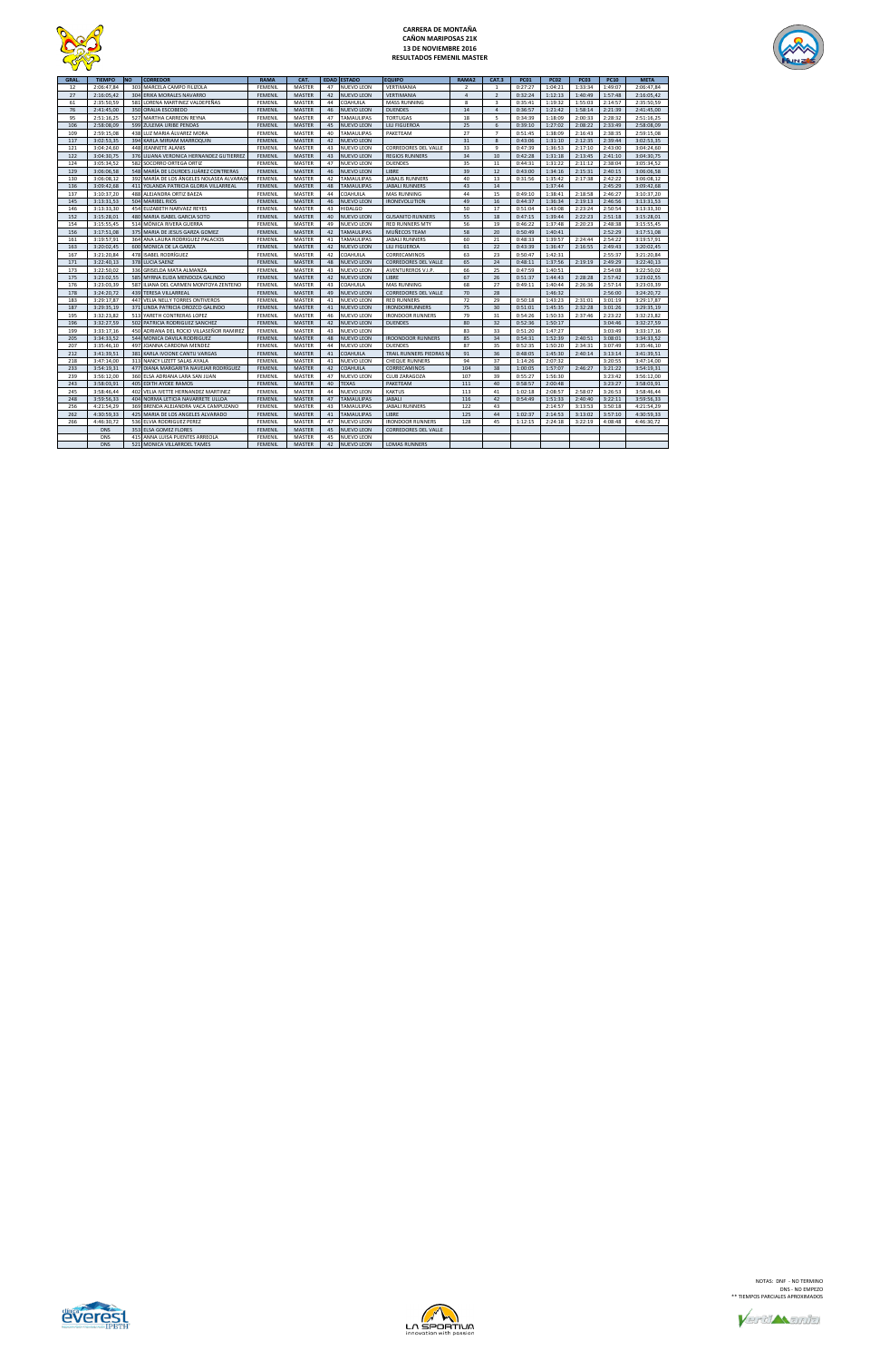# CARRERA DE MONTAÑA
## CAÑON MARIPOSAS 21K
### 13 DE NOVIEMBRE 2016
### RESULTADOS FEMENIL MASTER

| GRAL. | TIEMPO | NO | CORREDOR | RAMA | CAT. | EDAD | ESTADO | EQUIPO | RAMA2 | CAT.3 | PC01 | PC02 | PC03 | PC10 | META |
|---|---|---|---|---|---|---|---|---|---|---|---|---|---|---|---|
| 12 | 2:06:47,84 | 303 | MARCELA CAMPO FILIZOLA | FEMENIL | MASTER | 47 | NUEVO LEON | VERTIMANIA | 2 | 1 | 0:27:27 | 1:04:21 | 1:33:34 | 1:49:07 | 2:06:47,84 |
| 27 | 2:16:05,42 | 304 | ERIKA MORALES NAVARRO | FEMENIL | MASTER | 42 | NUEVO LEON | VERTIMANIA | 4 | 2 | 0:32:24 | 1:12:13 | 1:40:49 | 1:57:48 | 2:16:05,42 |
| 61 | 2:35:50,59 | 581 | LORENA MARTINEZ VALDEPEÑAS | FEMENIL | MASTER | 44 | COAHUILA | MASS RUNNING | 8 | 3 | 0:35:41 | 1:19:32 | 1:55:03 | 2:14:57 | 2:35:50,59 |
| 76 | 2:41:45,00 | 350 | ORALIA ESCOBEDO | FEMENIL | MASTER | 46 | NUEVO LEON | DUENDES | 14 | 4 | 0:36:57 | 1:21:42 | 1:58:14 | 2:21:39 | 2:41:45,00 |
| 95 | 2:51:16,25 | 527 | MARTHA CARREON REYNA | FEMENIL | MASTER | 47 | TAMAULIPAS | TORTUGAS | 18 | 5 | 0:34:39 | 1:18:09 | 2:00:33 | 2:28:32 | 2:51:16,25 |
| 106 | 2:58:08,09 | 599 | ZULEMA URIBE PENDAS | FEMENIL | MASTER | 45 | NUEVO LEON | LILI FIGUEROA | 25 | 6 | 0:39:10 | 1:27:02 | 2:08:22 | 2:33:49 | 2:58:08,09 |
| 109 | 2:59:15,08 | 438 | LUZ MARIA ÁLVAREZ MORA | FEMENIL | MASTER | 40 | TAMAULIPAS | PAKETEAM | 27 | 7 | 0:51:45 | 1:38:09 | 2:16:43 | 2:38:35 | 2:59:15,08 |
| 117 | 3:02:53,35 | 394 | KARLA MIRIAM MARROQUIN | FEMENIL | MASTER | 42 | NUEVO LEON | | 31 | 8 | 0:43:06 | 1:31:10 | 2:12:35 | 2:39:44 | 3:02:53,35 |
| 121 | 3:04:24,60 | 448 | JEANNETE ALANIS | FEMENIL | MASTER | 43 | NUEVO LEON | CORREDORES DEL VALLE | 33 | 9 | 0:47:39 | 1:36:53 | 2:17:10 | 2:43:00 | 3:04:24,60 |
| 122 | 3:04:30,75 | 376 | LILIANA VERONICA HERNANDEZ GUTIERREZ | FEMENIL | MASTER | 43 | NUEVO LEON | REGIOS RUNNERS | 34 | 10 | 0:42:28 | 1:31:18 | 2:13:45 | 2:41:10 | 3:04:30,75 |
| 124 | 3:05:34,52 | 582 | SOCORRO ORTEGA ORTIZ | FEMENIL | MASTER | 47 | NUEVO LEON | DUENDES | 35 | 11 | 0:44:31 | 1:31:22 | 2:11:12 | 2:38:04 | 3:05:34,52 |
| 129 | 3:06:06,58 | 548 | MARÍA DE LOURDES JUÁREZ CONTRERAS | FEMENIL | MASTER | 46 | NUEVO LEON | LIBRE | 39 | 12 | 0:43:00 | 1:34:16 | 2:15:31 | 2:40:15 | 3:06:06,58 |
| 130 | 3:06:08,12 | 392 | MARÍA DE LOS ÁNGELES NOLASEA ALVARADO | FEMENIL | MASTER | 42 | TAMAULIPAS | JABALIS RUNNERS | 40 | 13 | 0:31:56 | 1:35:42 | 2:17:38 | 2:42:22 | 3:06:08,12 |
| 136 | 3:09:42,68 | 411 | YOLANDA PATRICIA GLORIA VILLARREAL | FEMENIL | MASTER | 48 | TAMAULIPAS | JABALI RUNNERS | 43 | 14 | | 1:37:44 | | 2:45:29 | 3:09:42,68 |
| 137 | 3:10:37,20 | 488 | ALEJANDRA ORTIZ BAEZA | FEMENIL | MASTER | 44 | COAHUILA | MAS RUNNING | 44 | 15 | 0:49:10 | 1:38:41 | 2:18:58 | 2:46:27 | 3:10:37,20 |
| 145 | 3:13:31,53 | 504 | MARIBEL RIOS | FEMENIL | MASTER | 46 | NUEVO LEON | IRONEVOLUTION | 49 | 16 | 0:44:37 | 1:36:34 | 2:19:13 | 2:46:56 | 3:13:31,53 |
| 146 | 3:13:33,10 | 454 | ELIZABETH NARVAEZ REYES | FEMENIL | MASTER | 43 | HIDALGO | | 50 | 17 | 0:51:04 | 1:43:08 | 2:23:24 | 2:50:54 | 3:13:33,10 |
| 152 | 3:15:28,01 | 480 | MARIA ISABEL GARCIA SOTO | FEMENIL | MASTER | 40 | NUEVO LEON | GUSANITO RUNNERS | 55 | 18 | 0:47:15 | 1:39:44 | 2:22:23 | 2:51:18 | 3:15:28,01 |
| 154 | 3:15:55,45 | 514 | MÓNICA RIVERA GUERRA | FEMENIL | MASTER | 49 | NUEVO LEON | RED RUNNERS MTY | 56 | 19 | 0:46:22 | 1:37:48 | 2:20:23 | 2:48:38 | 3:15:55,45 |
| 156 | 3:17:51,08 | 375 | MARIA DE JESUS GARZA GOMEZ | FEMENIL | MASTER | 42 | TAMAULIPAS | MUÑECOS TEAM | 58 | 20 | 0:50:49 | 1:40:41 | | 2:52:29 | 3:17:51,08 |
| 161 | 3:19:57,91 | 364 | ANA LAURA RODRIGUEZ PALACIOS | FEMENIL | MASTER | 41 | TAMAULIPAS | JABALI RUNNERS | 60 | 21 | 0:48:33 | 1:39:57 | 2:24:44 | 2:54:22 | 3:19:57,91 |
| 163 | 3:20:02,45 | 600 | MONICA DE LA GARZA | FEMENIL | MASTER | 42 | NUEVO LEON | LILI FIGUEROA | 61 | 22 | 0:43:39 | 1:36:47 | 2:16:55 | 2:49:43 | 3:20:02,45 |
| 167 | 3:21:20,84 | 478 | ISABEL RODRÍGUEZ | FEMENIL | MASTER | 42 | COAHUILA | CORRECAMINOS | 63 | 23 | 0:50:47 | 1:42:31 | | 2:55:37 | 3:21:20,84 |
| 171 | 3:22:40,13 | 378 | LUCIA SAENZ | FEMENIL | MASTER | 48 | NUEVO LEON | CORREDORES DEL VALLE | 65 | 24 | 0:48:11 | 1:37:56 | 2:19:19 | 2:49:29 | 3:22:40,13 |
| 173 | 3:22:50,02 | 336 | GRISELDA MATA ALMANZA | FEMENIL | MASTER | 43 | NUEVO LEON | AVENTUREROS V.I.P. | 66 | 25 | 0:47:59 | 1:40:51 | | 2:54:08 | 3:22:50,02 |
| 175 | 3:23:02,55 | 585 | MYRNA ELIDA MENDOZA GALINDO | FEMENIL | MASTER | 42 | NUEVO LEON | LIBRE | 67 | 26 | 0:51:37 | 1:44:43 | 2:28:28 | 2:57:42 | 3:23:02,55 |
| 176 | 3:23:03,39 | 587 | ILIANA DEL CARMEN MONTOYA ZENTENO | FEMENIL | MASTER | 43 | COAHUILA | MAS RUNNING | 68 | 27 | 0:49:11 | 1:40:44 | 2:26:36 | 2:57:14 | 3:23:03,39 |
| 178 | 3:24:20,72 | 439 | TERESA VILLARREAL | FEMENIL | MASTER | 49 | NUEVO LEON | CORREDORES DEL VALLE | 70 | 28 | | 1:46:32 | | 2:56:00 | 3:24:20,72 |
| 183 | 3:29:17,87 | 447 | VELIA NELLY TORRES ONTIVEROS | FEMENIL | MASTER | 41 | NUEVO LEON | RED RUNNERS | 72 | 29 | 0:50:18 | 1:43:23 | 2:31:01 | 3:01:19 | 3:29:17,87 |
| 187 | 3:29:35,19 | 371 | LINDA PATRICIA OROZCO GALINDO | FEMENIL | MASTER | 41 | NUEVO LEON | IRONDORRUNNERS | 75 | 30 | 0:51:01 | 1:45:35 | 2:32:28 | 3:01:26 | 3:29:35,19 |
| 195 | 3:32:23,82 | 513 | YARETH CONTRERAS LOPEZ | FEMENIL | MASTER | 46 | NUEVO LEON | IRONDOOR RUNNERS | 79 | 31 | 0:54:26 | 1:50:33 | 2:37:46 | 2:23:22 | 3:32:23,82 |
| 196 | 3:32:27,59 | 502 | PATRICIA RODRIGUEZ SANCHEZ | FEMENIL | MASTER | 42 | NUEVO LEON | DUENDES | 80 | 32 | 0:52:36 | 1:50:17 | | 3:04:46 | 3:32:27,59 |
| 199 | 3:33:17,16 | 450 | ADRIANA DEL ROCIO VILLASEÑOR RAMIREZ | FEMENIL | MASTER | 43 | NUEVO LEON | | 83 | 33 | 0:51:20 | 1:47:27 | | 3:03:49 | 3:33:17,16 |
| 205 | 3:34:33,52 | 544 | MONICA DAVILA RODRIGUEZ | FEMENIL | MASTER | 48 | NUEVO LEON | IRODNDOOR RUNNERS | 85 | 34 | 0:54:31 | 1:52:39 | 2:40:51 | 3:08:01 | 3:34:33,52 |
| 207 | 3:35:46,10 | 497 | JOANNA CARDONA MENDEZ | FEMENIL | MASTER | 44 | NUEVO LEON | DUENDES | 87 | 35 | 0:52:35 | 1:50:20 | 2:34:31 | 3:07:49 | 3:35:46,10 |
| 212 | 3:41:39,51 | 381 | KARLA IVODNE CANTU VARGAS | FEMENIL | MASTER | 41 | COAHUILA | TRAIL RUNNERS PIEDRAS N | 91 | 36 | 0:48:05 | 1:45:30 | 2:40:14 | 3:13:14 | 3:41:39,51 |
| 218 | 3:47:14,00 | 313 | NANCY LIZETT SALAS AYALA | FEMENIL | MASTER | 41 | NUEVO LEON | CHEQUE RUNNERS | 94 | 37 | 1:14:26 | 2:07:32 | | 3:20:55 | 3:47:14,00 |
| 233 | 3:54:19,31 | 477 | DIANA MARGARITA NAVEJAR RODRIGUEZ | FEMENIL | MASTER | 42 | COAHUILA | CORRECAMINOS | 104 | 38 | 1:00:05 | 1:57:07 | 2:46:27 | 3:21:22 | 3:54:19,31 |
| 239 | 3:56:12,00 | 360 | ELSA ADRIANA LARA SAN JUAN | FEMENIL | MASTER | 47 | NUEVO LEON | CLUB ZARAGOZA | 107 | 39 | 0:55:27 | 1:56:30 | | 3:23:42 | 3:56:12,00 |
| 243 | 3:58:03,91 | 405 | EDITH AYDEE RAMOS | FEMENIL | MASTER | 40 | TEXAS | PAKETEAM | 111 | 40 | 0:58:57 | 2:00:48 | | 3:23:27 | 3:58:03,91 |
| 245 | 3:58:46,44 | 402 | VELIA IVETTE HERNANDEZ MARTINEZ | FEMENIL | MASTER | 44 | NUEVO LEON | KAKTUS | 113 | 41 | 1:02:18 | 2:08:57 | 2:58:07 | 3:26:53 | 3:58:46,44 |
| 248 | 3:59:56,33 | 404 | NORMA LETICIA NAVARRETE ULLOA | FEMENIL | MASTER | 47 | TAMAULIPAS | JABALI | 116 | 42 | 0:54:49 | 1:51:33 | 2:40:40 | 3:22:11 | 3:59:56,33 |
| 256 | 4:21:54,29 | 369 | BRENDA ALEJANDRA VACA CAMPUZANO | FEMENIL | MASTER | 43 | TAMAULIPAS | JABALI RUNNERS | 122 | 43 | | 2:14:57 | 3:13:53 | 3:50:18 | 4:21:54,29 |
| 262 | 4:30:59,33 | 425 | MARIA DE LOS ANGELES ALVARADO | FEMENIL | MASTER | 41 | TAMAULIPAS | LIBRE | 125 | 44 | 1:02:37 | 2:14:53 | 3:13:02 | 3:57:10 | 4:30:59,33 |
| 266 | 4:46:30,72 | 536 | ELVIA RODRIGUEZ PEREZ | FEMENIL | MASTER | 47 | NUEVO LEON | IRONDOOR RUNNERS | 128 | 45 | 1:12:15 | 2:24:18 | 3:22:19 | 4:08:48 | 4:46:30,72 |
| | DNS | 353 | ELSA GOMEZ FLORES | FEMENIL | MASTER | 45 | NUEVO LEON | CORREDORES DEL VALLE | | | | | | | |
| | DNS | 415 | ANNA LUISA FUENTES ARREOLA | FEMENIL | MASTER | 45 | NUEVO LEON | | | | | | | | |
| | DNS | 521 | MONICA VILLARREAL TAMES | FEMENIL | MASTER | 42 | NUEVO LEON | LOMAS RUNNERS | | | | | | | |

NOTAS: DNF - NO TERMINO
DNS - NO EMPEZO
** TIEMPOS PARCIALES APROXIMADOS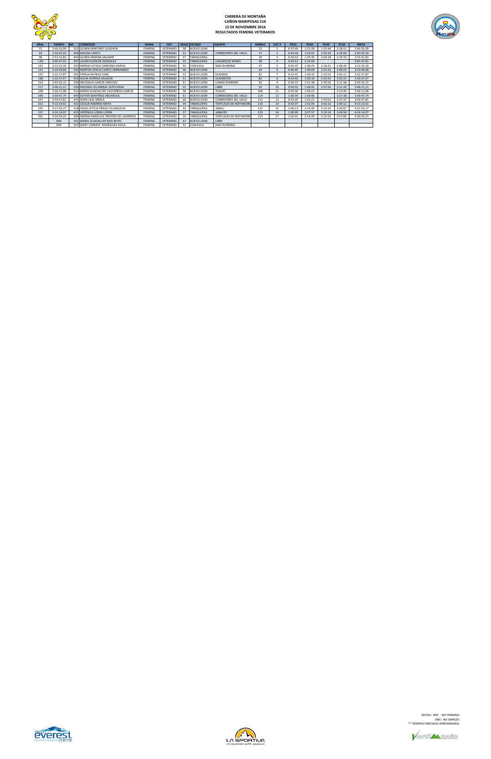**CARRERA DE MONTAÑA**
**CAÑON MARIPOSAS 21K**
**13 DE NOVIEMBRE 2016**
**RESULTADOS FEMENIL VETERANOS**

| GRAL. | TIEMPO | NO | CORREDOR | RAMA | CAT. | EDAD | ESTADO | EQUIPO | RAMA2 | CAT.3 | PC01 | PC02 | PC03 | PC10 | META |
|---|---|---|---|---|---|---|---|---|---|---|---|---|---|---|---|
| 72 | 2:40:33,09 | 321 | GLORIA MARTINEZ QUEZADA | FEMENIL | VETERANO | 58 | NUEVO LEON | | 12 | 1 | 0:37:49 | 1:21:28 | 1:55:44 | 2:18:51 | 2:40:33,09 |
| 93 | 2:50:45,59 | 464 | MAGDA CANTÚ | FEMENIL | VETERANO | 51 | NUEVO LEON | CORREDORES DEL VALLE | 17 | 2 | 0:43:18 | 1:29:42 | 2:05:59 | 2:29:09 | 2:50:45,59 |
| 98 | 2:53:22,83 | 442 | GLORIA MEDINA SALAZAR | FEMENIL | VETERANO | 57 | TAMAULIPAS | | 19 | 3 | 0:39:14 | 1:25:35 | 2:04:18 | 2:29:33 | 2:53:22,83 |
| 128 | 3:05:47,01 | 397 | LAURA ELIZALDE GONZALEZ | FEMENIL | VETERANO | 53 | TAMAULIPAS | CANGREJOS WONG | 38 | 4 | 0:43:12 | 1:31:00 | | | 3:05:47,01 |
| 141 | 3:12:33,30 | 503 | NORMA LETICIA CARDONA GARCIA | FEMENIL | VETERANO | 50 | COAHUILA | MAS RUNNING | 47 | 5 | 0:45:37 | 1:36:24 | 2:18:41 | 2:48:20 | 3:12:33,30 |
| 151 | 3:14:49,68 | 593 | MARTHA OFELIA CANTU HERNANDEZ | FEMENIL | VETERANO | 56 | NUEVO LEON | | 54 | 6 | 0:46:45 | 1:40:04 | 2:23:33 | 2:49:23 | 3:14:49,68 |
| 197 | 3:32:27,87 | 501 | TERESA MUNOZ CENA | FEMENIL | VETERANO | 53 | NUEVO LEON | DUENDES | 81 | 7 | 0:52:41 | 1:50:15 | 2:33:55 | 3:05:11 | 3:32:27,87 |
| 198 | 3:32:57,47 | 419 | ALICIA AVIÑIGA SALAZAR | FEMENIL | VETERANO | 51 | NUEVO LEON | GUSANITOS | 82 | 8 | 0:53:42 | 1:50:10 | 2:33:41 | 3:05:21 | 3:32:57,47 |
| 214 | 3:43:35,15 | 530 | ARCIDALIA GARCÍA SÁNCHEZ | FEMENIL | VETERANO | 51 | NUEVO LEON | LOMAS RUNNERS | 92 | 9 | 0:56:22 | 1:51:38 | 2:39:26 | 3:12:38 | 3:43:35,15 |
| 217 | 3:46:21,21 | 529 | ENEDINA VILLARREAL SEPÚLVEDA | FEMENIL | VETERANO | 55 | NUEVO LEON | LIBRE | 93 | 10 | 0:50:55 | 1:49:42 | 2:37:50 | 3:11:20 | 3:46:21,21 |
| 238 | 3:56:11,98 | 414 | MARIA GUADALUPE CASTAÑEDA GARCIA | FEMENIL | VETERANO | 58 | NUEVO LEON | TLALOC | 106 | 11 | 0:55:30 | 1:56:23 | | 3:23:45 | 3:56:11,98 |
| 246 | 3:59:47,74 | 444 | ESTHER MARTÍNEZ ARCINIEGA | FEMENIL | VETERANO | 51 | NUEVO LEON | CORREDORES DEL VALLE | 114 | 12 | 1:00:34 | 1:59:46 | | 3:27:38 | 3:59:47,74 |
| 247 | 3:59:47,81 | 443 | NORA LEAL MERLA | FEMENIL | VETERANO | 68 | NUEVO LEON | CORREDORES DEL VALLE | 115 | 13 | 0:54:20 | 1:51:21 | 2:43:03 | 3:27:47 | 3:59:47,81 |
| 252 | 4:13:23,42 | 421 | CECILIA RAMIREZ MATA | FEMENIL | VETERANO | 54 | TAMAULIPAS | TORTUGAS DE MATAMORO | 119 | 14 | 0:53:37 | 1:52:05 | 3:02:22 | 3:40:12 | 4:13:23,42 |
| 255 | 4:21:54,17 | 418 | HILDA LETICIA PRADO VILLANUEVA | FEMENIL | VETERANO | 54 | TAMAULIPAS | JABALI | 121 | 15 | 1:06:13 | 2:14:46 | 3:14:10 | 3:50:07 | 4:21:54,17 |
| 257 | 4:24:14,97 | 423 | VERÓNICA LOERA LOERA | FEMENIL | VETERANO | 57 | TAMAULIPAS | JABALIES | 123 | 16 | 1:00:00 | 2:07:57 | 3:10:24 | 3:49:56 | 4:24:14,97 |
| 261 | 4:30:59,25 | 409 | NORMA ANGELICA TREVIÑO DE LANDEROS | FEMENIL | VETERANO | 54 | TAMAULIPAS | TORTUGAS DE MATAMORO | 124 | 17 | 1:02:41 | 2:14:49 | 3:12:55 | 3:57:06 | 4:30:59,25 |
| | DNS | 331 | MARIA GUADALUPE RIOS REYES | FEMENIL | VETERANO | 67 | NUEVO LEON | LIBRE | | | | | | | |
| | DNS | 507 | MARY CARMEN RODRIGUEZ AVILA | FEMENIL | VETERANO | 52 | COAHUILA | MAS RUNNING | | | | | | | |

NOTAS: DNF - NO TERMINO
DNS - NO EMPEZO
** TIEMPOS PARCIALES APROXIMADOS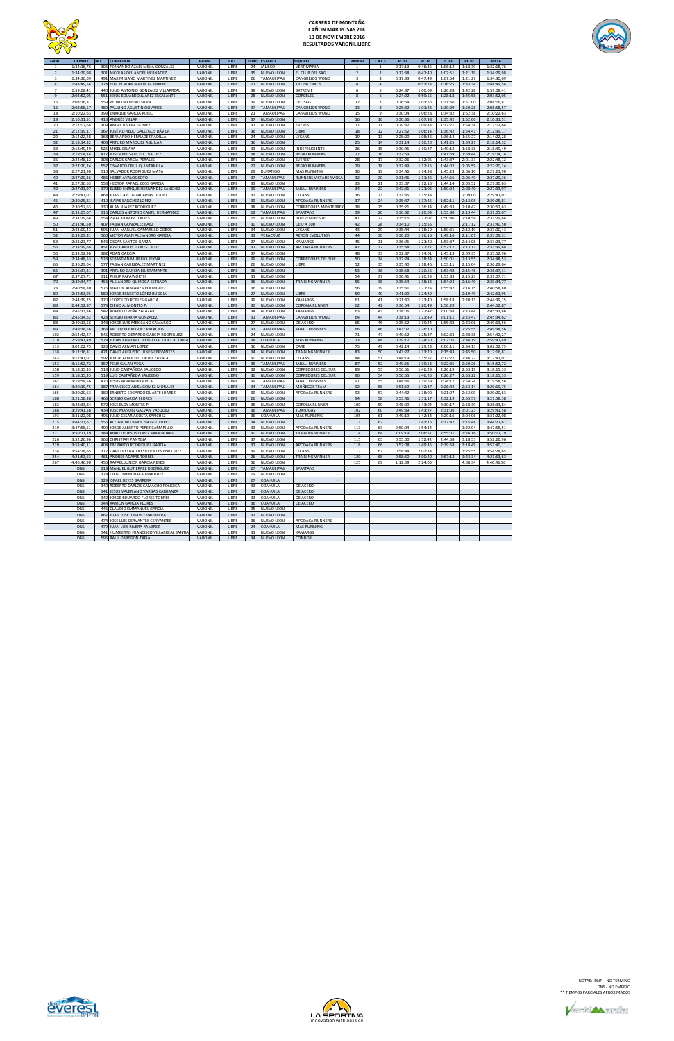# CARRERA DE MONTAÑA
## CAÑON MARIPOSAS 21K
## 13 DE NOVIEMBRE 2016
## RESULTADOS VARONIL LIBRE

| GRAL | TIEMPO | NO | CORREDOR | RAMA | CAT. | EDAD | ESTADO | EQUIPO | RAMA2 | CAT.3 | PC01 | PC02 | PC03 | PC10 | META |
|---|---|---|---|---|---|---|---|---|---|---|---|---|---|---|---|
| 1 | 1:32:18,76 | 306 | FERNANDO AZAEL MEJIA GONZALEZ | VARONIL | LIBRE | 24 | JALISCO | VERTIMANIA | 1 | 1 | 0:17:13 | 0:46:35 | 1:06:12 | 1:18:39 | 1:32:18,76 |
| 2 | 1:34:29,98 | 301 | NICOLAS DEL ANGEL HERNADEZ | VARONIL | LIBRE | 35 | NUEVO LEON | EL CLUB DEL SAG | 2 | 2 | 0:17:38 | 0:47:40 | 1:07:51 | 1:21:19 | 1:34:29,98 |
| 3 | 1:34:30,09 | 491 | MAXIMILIANO MARTINEZ MARTINEZ | VARONIL | LIBRE | 26 | TAMAULIPAS | CANGREJOS WONG | 3 | 3 | 0:17:33 | 0:47:49 | 1:07:54 | 1:21:27 | 1:34:30,09 |
| 4 | 1:48:49,54 | 328 | EDSON ALAN MARIN GUERRERO | VARONIL | LIBRE | 21 | NUEVO LEON | TREPACERROS | 4 | 4 | | 0:53:23 | 1:16:25 | 1:33:34 | 1:48:49,54 |
| 7 | 1:59:08,41 | 440 | JULIO ANTONIO GONZALEZ VILLARREAL | VARONIL | LIBRE | 38 | NUEVO LEON | 3XTREME | 6 | 5 | 0:24:37 | 1:00:09 | 1:26:28 | 1:42:28 | 1:59:08,41 |
| 9 | 2:03:52,05 | 551 | JESUS EDUARDO JUAREZ ESCALANTE | VARONIL | LIBRE | 28 | NUEVO LEON | CORCELES | 8 | 6 | 0:24:22 | 0:59:55 | 1:28:18 | 1:45:58 | 2:03:52,05 |
| 15 | 2:08:16,81 | 559 | PEDRO MORENO SILVA | VARONIL | LIBRE | 39 | NUEVO LEON | DEL-SAG | 12 | 7 | 0:26:54 | 1:03:56 | 1:31:56 | 1:51:00 | 2:08:16,81 |
| 16 | 2:08:58,57 | 489 | PAULINO AGUSTIN OLIVARES | VARONIL | LIBRE | 37 | TAMAULIPAS | CANGREJOS WONG | 13 | 8 | 0:25:32 | 1:01:23 | 1:30:29 | 1:50:28 | 2:08:58,57 |
| 18 | 2:10:22,63 | 399 | ENRIQUE GARCIA RUBIO | VARONIL | LIBRE | 21 | TAMAULIPAS | CANGREJOS WONG | 15 | 9 | 0:30:04 | 1:06:28 | 1:34:32 | 1:52:38 | 2:10:22,63 |
| 19 | 2:10:31,51 | 413 | ANDRÉS VILLAR | VARONIL | LIBRE | 37 | NUEVO LEON | | 16 | 10 | 0:30:36 | 1:07:38 | 1:35:42 | 1:52:00 | 2:10:31,51 |
| 20 | 2:12:02,64 | 309 | ANGEL RIVERA GOMEZ | VARONIL | LIBRE | 37 | NUEVO LEON | EVEREST | 17 | 11 | 0:29:32 | 1:09:33 | 1:37:21 | 1:54:38 | 2:12:02,64 |
| 21 | 2:12:39,17 | 367 | JOSÉ ALFREDO GALLEGOS DÁVILA | VARONIL | LIBRE | 36 | NUEVO LEON | LIBRE | 18 | 12 | 0:27:52 | 1:06:14 | 1:36:42 | 1:54:41 | 2:12:39,17 |
| 22 | 2:14:22,28 | 368 | BERNARDO HERNADEZ PADILLA | VARONIL | LIBRE | 24 | NUEVO LEON | LYCANS | 19 | 13 | 0:28:20 | 1:08:36 | 1:36:14 | 1:55:27 | 2:14:22,28 |
| 32 | 2:18:14,32 | 403 | ARTURO MARQUEZ AGUILAR | VARONIL | LIBRE | 36 | NUEVO LEON | | 25 | 14 | 0:31:14 | 1:10:20 | 1:41:25 | 1:59:27 | 2:18:14,32 |
| 33 | 2:18:49,49 | 525 | MIKEL CELAYA | VARONIL | LIBRE | 33 | NUEVO LEON | INDEPENDIENTE | 26 | 15 | 0:30:45 | 1:10:27 | 1:40:12 | 1:58:38 | 2:18:49,49 |
| 34 | 2:19:04,14 | 412 | JOSE ABEL SAUCEDO VALDEZ | VARONIL | LIBRE | 38 | NUEVO LEON | REGIO RUNNERS | 27 | 16 | 0:32:53 | | 1:41:59 | 1:59:44 | 2:19:04,14 |
| 35 | 2:22:48,12 | 308 | CARLOS GARCIA PERALES | VARONIL | LIBRE | 39 | NUEVO LEON | EVEREST | 28 | 17 | 0:32:26 | 1:12:05 | 1:43:37 | 2:01:33 | 2:22:48,12 |
| 37 | 2:27:20,24 | 557 | OSVALDO CRUZ QUINTANILLA | VARONIL | LIBRE | 22 | NUEVO LEON | REGIO RUNNERS | 29 | 18 | 0:32:49 | 1:12:15 | 1:44:02 | 2:05:59 | 2:27:20,24 |
| 38 | 2:27:21,90 | 510 | SALVADOR RODRIGUEZ MATA | VARONIL | LIBRE | 29 | DURANGO | MAS RUNNING | 30 | 19 | 0:34:46 | 1:14:38 | 1:45:23 | 2:06:10 | 2:27:21,90 |
| 40 | 2:27:29,36 | 486 | HEBER AVALOS SOTO | VARONIL | LIBRE | 37 | TAMAULIPAS | RUNNERS VISTAHERMOSA | 32 | 20 | 0:31:46 | 1:11:26 | 1:44:56 | 2:06:49 | 2:27:29,36 |
| 41 | 2:27:30,63 | 553 | HECTOR RAFAEL COSS GARCIA | VARONIL | LIBRE | 33 | NUEVO LEON | | 33 | 21 | 0:33:07 | 1:12:16 | 1:44:14 | 2:05:52 | 2:27:30,63 |
| 42 | 2:27:33,97 | 370 | ELISEO ENRIQUE HERNANDEZ SANCHEZ | VARONIL | LIBRE | 39 | TAMAULIPAS | JABALI RUNNERS | 34 | 22 | 0:42:31 | 1:21:06 | 1:50:24 | 2:08:40 | 2:27:33,97 |
| 44 | 2:29:41,07 | 468 | JUAN CARLOS ZACARIAS TIQUET | VARONIL | LIBRE | 32 | NUEVO LEON | LYCANS | 36 | 23 | 0:33:35 | 1:15:38 | | 2:09:00 | 2:29:41,07 |
| 45 | 2:30:25,81 | 410 | ISAIAS SANCHEZ LOPEZ | VARONIL | LIBRE | 39 | NUEVO LEON | APODACA RUNNERS | 37 | 24 | 0:35:47 | 1:17:25 | 1:52:11 | 2:13:05 | 2:30:25,81 |
| 46 | 2:30:52,63 | 330 | ALAN JUAREZ RODRIGUEZ | VARONIL | LIBRE | 18 | NUEVO LEON | CORREDORES MONTERREY | 38 | 25 | 0:35:21 | 1:16:34 | 1:49:33 | 2:10:42 | 2:30:52,63 |
| 47 | 2:31:05,07 | 316 | CARLOS ANTONIO CANTU HERNANDEZ | VARONIL | LIBRE | 19 | TAMAULIPAS | SPARTANS | 39 | 26 | 0:36:32 | 1:20:03 | 1:53:30 | 2:13:44 | 2:31:05,07 |
| 49 | 2:31:29,64 | 554 | ISAAC GOMEZ TORRES | VARONIL | LIBRE | 15 | NUEVO LEON | INDEPENDIENTE | 41 | 27 | 0:35:16 | 1:17:02 | 1:50:46 | 2:10:54 | 2:31:29,64 |
| 50 | 2:31:40,50 | 407 | FABIAN GONZALEZ BAEZ | VARONIL | LIBRE | 30 | NUEVO LEON | DE 0 A 100 | 42 | 28 | 0:34:10 | 1:15:55 | | 2:11:12 | 2:31:40,50 |
| 51 | 2:33:00,43 | 595 | JUAN MANUEL CAMARILLO COBOS | VARONIL | LIBRE | 34 | NUEVO LEON | LYCANS | 43 | 29 | 0:35:44 | 1:18:50 | 1:50:31 | 2:12:19 | 2:33:00,43 |
| 52 | 2:33:09,31 | 560 | VICTOR ALAN ALEJANDRO GARCIA | VARONIL | LIBRE | 33 | VERACRUZ | AERON EVOLUTION | 44 | 30 | 0:36:20 | 1:16:16 | 1:49:16 | 2:11:07 | 2:33:09,31 |
| 53 | 2:33:23,77 | 543 | OSCAR SANTOS GARZA | VARONIL | LIBRE | 37 | NUEVO LEON | KAMARGS | 45 | 31 | 0:36:05 | 1:21:20 | 1:53:37 | 2:14:08 | 2:33:23,77 |
| 55 | 2:33:39,68 | 451 | JOSE CARLOS FLORES ORTIZ | VARONIL | LIBRE | 37 | NUEVO LEON | APODACA RUNNERS | 47 | 32 | 0:35:38 | 1:17:27 | 1:52:17 | 2:13:11 | 2:33:39,68 |
| 56 | 2:33:52,96 | 382 | ADAN GARCIA | VARONIL | LIBRE | 37 | NUEVO LEON | | 48 | 33 | 0:32:37 | 1:14:01 | 1:45:13 | 2:09:35 | 2:33:52,96 |
| 59 | 2:34:48,53 | 523 | SEBASTIAN MURILLO REYNA | VARONIL | LIBRE | 33 | NUEVO LEON | CORREDORES DEL SUR | 50 | 34 | 0:37:24 | 1:18:24 | 1:50:01 | 2:13:55 | 2:34:48,53 |
| 65 | 2:36:29,04 | 573 | FABIAN CARRIZALEZ MARTINEZ | VARONIL | LIBRE | 26 | NUEVO LEON | LIBRE | 52 | 35 | 0:35:40 | 1:18:46 | 1:53:11 | 2:15:04 | 2:36:29,04 |
| 66 | 2:36:37,31 | 393 | ARTURO GARCIA BUSTAMANTE | VARONIL | LIBRE | 36 | NUEVO LEON | | 53 | 36 | 0:38:58 | 1:20:56 | 1:53:48 | 2:15:48 | 2:36:37,31 |
| 67 | 2:37:07,71 | 311 | PHILIP PAPAWORTH | VARONIL | LIBRE | 31 | NUEVO LEON | | 54 | 37 | 0:36:41 | 1:20:23 | 1:53:33 | 2:15:23 | 2:37:07,71 |
| 70 | 2:39:34,77 | 456 | ALEJANDRO QUIROGA ESTRADA | VARONIL | LIBRE | 36 | NUEVO LEON | TRAINING WINNER | 55 | 38 | 0:35:54 | 1:18:13 | 1:54:24 | 2:16:40 | 2:39:34,77 |
| 73 | 2:40:58,80 | 575 | MARTIN ALMANZA RODRIGUEZ | VARONIL | LIBRE | 36 | NUEVO LEON | | 56 | 39 | 0:35:31 | 1:21:24 | 1:55:42 | 2:16:15 | 2:40:58,80 |
| 80 | 2:42:53,95 | 580 | JORGE ERNESTO LÓPEZ RUGGIA | VARONIL | LIBRE | 27 | NUEVO LEON | LIBRE | 59 | 40 | 0:41:20 | 1:24:29 | | 2:19:49 | 2:42:53,95 |
| 82 | 2:44:39,25 | 320 | LEOPOLDO ROBLES GARCIA | VARONIL | LIBRE | 39 | NUEVO LEON | KAMARGS | 61 | 41 | 0:21:30 | 1:23:40 | 1:58:18 | 2:20:11 | 2:44:39,25 |
| 83 | 2:44:52,87 | 573 | DIEGO A. MONTES P | VARONIL | LIBRE | 30 | NUEVO LEON | CORONA RUNNER | 62 | 42 | 0:36:54 | 1:20:49 | 1:56:29 | | 2:44:52,87 |
| 84 | 2:45:33,86 | 542 | RUPERTO PEÑA SALAZAR | VARONIL | LIBRE | 34 | NUEVO LEON | KAMARGS | 63 | 43 | 0:38:06 | 1:27:42 | 2:00:38 | 2:23:44 | 2:45:33,86 |
| 86 | 2:45:34,62 | 428 | SERGIO IBARRA GONZALEZ | VARONIL | LIBRE | 31 | TAMAULIPAS | CANGREJOS WONG | 64 | 44 | 0:38:13 | 1:23:49 | 2:01:11 | 2:23:47 | 2:45:34,62 |
| 88 | 2:49:13,56 | 348 | JORGE LUIS MEXICANO CAMARGO | VARONIL | LIBRE | 27 | NUEVO LEON | DE ACERO | 65 | 45 | 0:35:52 | 1:19:24 | 1:55:48 | 2:23:06 | 2:49:13,56 |
| 89 | 2:49:38,56 | 363 | VICTOR RODRIGUEZ PALACIOS | VARONIL | LIBRE | 33 | TAMAULIPAS | JABALI RUNNERS | 66 | 46 | 0:43:02 | 1:26:10 | | 2:25:55 | 2:49:38,56 |
| 102 | 2:54:42,27 | 545 | ROBERTO GERARDO GARCIA RODRIGUEZ | VARONIL | LIBRE | 24 | NUEVO LEON | | 71 | 47 | 0:40:52 | 1:25:37 | 2:02:33 | 2:28:38 | 2:54:42,27 |
| 110 | 2:59:41,49 | 524 | JUDAS RAMON LORENZO JACQUEZ RODRIGU | VARONIL | LIBRE | 38 | COAHUILA | MAS RUNNING | 73 | 48 | 0:39:17 | 1:24:50 | 2:07:05 | 2:36:19 | 2:59:41,49 |
| 113 | 3:02:02,75 | 323 | DAVID AEMAN LOPEZ | VARONIL | LIBRE | 36 | NUEVO LEON | CARE | 75 | 49 | 0:42:14 | 1:29:23 | 2:06:11 | 2:34:13 | 3:02:02,75 |
| 138 | 3:12:16,81 | 471 | DAVID AUGUSTO LUNES CERVANTES | VARONIL | LIBRE | 34 | NUEVO LEON | TRAINING WINNER | 83 | 50 | 0:43:27 | 1:33:20 | 2:15:43 | 2:45:50 | 3:12:16,81 |
| 143 | 3:12:41,07 | 592 | JORGE ALBERTO CORTEZ ZAVALA | VARONIL | LIBRE | 30 | NUEVO LEON | LYCANS | 84 | 51 | 0:44:19 | 1:35:57 | 2:17:27 | 2:46:22 | 3:12:41,07 |
| 153 | 3:15:52,72 | 357 | FELIX GALAN VEGA | VARONIL | LIBRE | 35 | TAMAULIPAS | JABALI RUNNERS | 87 | 52 | 0:49:55 | 1:39:53 | 2:22:35 | 2:50:26 | 3:15:52,72 |
| 158 | 3:18:15,33 | 518 | JULIO CASTAÑEDA SAUCEDO | VARONIL | LIBRE | 32 | NUEVO LEON | CORREDORES DEL SUR | 89 | 53 | 0:56:51 | 1:46:29 | 2:26:19 | 2:53:19 | 3:18:15,33 |
| 159 | 3:18:15,33 | 519 | LUIS CASTAÑEDA SAUCEDO | VARONIL | LIBRE | 36 | NUEVO LEON | CORREDORES DEL SUR | 90 | 54 | 0:56:55 | 1:46:35 | 2:26:27 | 2:53:22 | 3:18:15,33 |
| 162 | 3:19:58,56 | 470 | JESUS ALVARADO AVILA | VARONIL | LIBRE | 39 | TAMAULIPAS | JABALI RUNNERS | 91 | 55 | 0:48:36 | 1:39:59 | 2:24:17 | 2:54:24 | 3:19:58,56 |
| 164 | 3:20:19,75 | 387 | FRANCISCO ARIEL GOMEZ MORALES | VARONIL | LIBRE | 34 | TAMAULIPAS | MUÑECOS TEAM | 92 | 56 | 0:51:59 | 1:42:37 | 2:26:42 | 2:53:14 | 3:20:19,75 |
| 165 | 3:20:20,63 | 389 | ERNESTO EDGARDO DUARTE JUÁREZ | VARONIL | LIBRE | 39 | NUEVO LEON | APODACA RUNNERS | 93 | 57 | 0:44:42 | 1:38:00 | 2:21:07 | 2:53:09 | 3:20:20,63 |
| 168 | 3:21:58,38 | 466 | SERGIO GARCIA FLORES | VARONIL | LIBRE | 26 | NUEVO LEON | | 94 | 58 | 0:53:46 | 1:51:17 | 2:32:19 | 2:55:57 | 3:21:58,38 |
| 182 | 3:28:33,84 | 572 | JOSE ELOY MONTES P | VARONIL | LIBRE | 35 | NUEVO LEON | CORONA RUNNER | 100 | 59 | 0:48:09 | 1:43:04 | 2:30:17 | 2:58:39 | 3:28:33,84 |
| 188 | 3:29:41,58 | 434 | JOSE MANUEL GALVAN VAZQUEZ | VARONIL | LIBRE | 36 | TAMAULIPAS | TORTUGAS | 102 | 60 | 0:49:39 | 1:43:27 | 2:31:06 | 3:01:23 | 3:29:41,58 |
| 193 | 3:31:22,08 | 495 | JULIO CESAR ACOSTA SANCHEZ | VARONIL | LIBRE | 36 | COAHUILA | MAS RUNNING | 105 | 61 | 0:49:19 | 1:42:33 | 2:29:16 | 3:04:06 | 3:31:22,08 |
| 215 | 3:44:21,67 | 556 | ALEJANDRO BARBOSA GUTIERREZ | VARONIL | LIBRE | 34 | NUEVO LEON | | 111 | 62 | | 1:43:16 | 2:37:42 | 3:15:48 | 3:44:21,67 |
| 219 | 3:47:55,51 | 409 | JORGE ALBERTO PEREZ CAMARILLO | VARONIL | LIBRE | 33 | NUEVO LEON | APODACA RUNNERS | 113 | 63 | 0:50:04 | 1:54:34 | | 3:22:04 | 3:47:55,51 |
| 221 | 3:50:11,79 | 384 | ABAD DE JESUS LOPEZ ARMENDARIZ | VARONIL | LIBRE | 30 | NUEVO LEON | TRAINING WINNER | 114 | 64 | 1:09:19 | 2:06:51 | 2:55:01 | 3:26:16 | 3:50:11,79 |
| 226 | 3:52:26,96 | 366 | CHRISTIAN PANTOJA | VARONIL | LIBRE | 37 | NUEVO LEON | | 115 | 65 | 0:55:00 | 1:52:42 | 2:44:58 | 3:18:53 | 3:52:26,96 |
| 229 | 3:53:40,11 | 408 | EBERARDO RODRIGUEZ GARCIA | VARONIL | LIBRE | 37 | NUEVO LEON | APODACA RUNNERS | 116 | 66 | 0:52:08 | 1:49:35 | 2:39:58 | 3:18:49 | 3:53:40,11 |
| 234 | 3:54:28,65 | 312 | DAVID REYNALDO SIFUENTES ENRIQUEZ | VARONIL | LIBRE | 39 | NUEVO LEON | LYCANS | 117 | 67 | 0:58:44 | 2:02:14 | | 3:25:55 | 3:54:28,65 |
| 254 | 4:21:53,63 | 461 | ANDRÉS ADAME TORRES | VARONIL | LIBRE | 28 | NUEVO LEON | TRAINING WINNER | 120 | 68 | 0:58:50 | 2:00:20 | 2:57:13 | 3:43:34 | 4:21:53,63 |
| 267 | 4:46:46,90 | 455 | RAFAEL JUNIOR GARCIA REYES | VARONIL | LIBRE | 36 | NUEVO LEON | | 125 | 69 | 1:12:09 | 2:24:05 | | 4:08:34 | 4:46:46,90 |
| | DNS | 318 | MANUEL GUTIERREZ RODRIGUEZ | VARONIL | LIBRE | 27 | TAMAULIPAS | SPARTANS | | | | | | | |
| | DNS | 324 | DIEGO MENCHACA MARTINEZ | VARONIL | LIBRE | 19 | NUEVO LEON | | | | | | | | |
| | DNS | 329 | ISRAEL REYES BARRERA | VARONIL | LIBRE | 27 | COAHUILA | | | | | | | | |
| | DNS | 340 | ROBERTO CARLOS CAMACHO FONSECA | VARONIL | LIBRE | 33 | COAHUILA | DE ACERO | | | | | | | |
| | DNS | 341 | JESUS VALERIANO VARGAS CARRANZA | VARONIL | LIBRE | 32 | COAHUILA | DE ACERO | | | | | | | |
| | DNS | 342 | JORGE EDUARDO FLORES TORRES | VARONIL | LIBRE | 33 | COAHUILA | DE ACERO | | | | | | | |
| | DNS | 344 | RAMON GARCIA FLORES | VARONIL | LIBRE | 36 | COAHUILA | DE ACERO | | | | | | | |
| | DNS | 445 | CLAUDIO EMMANUEL GARCIA | VARONIL | LIBRE | 35 | NUEVO LEON | | | | | | | | |
| | DNS | 467 | JUAN JOSE CHAVEZ VALTIERRA | VARONIL | LIBRE | 32 | NUEVO LEON | | | | | | | | |
| | DNS | 474 | JOSE LUIS CERVANTES CERVANTES | VARONIL | LIBRE | 36 | NUEVO LEON | APODACA RUNNERS | | | | | | | |
| | DNS | 479 | JUAN LUIS RIVERA RAMIREZ | VARONIL | LIBRE | 24 | COAHUILA | MAS RUNNING | | | | | | | |
| | DNS | 541 | HUMBERTO FRANCISCO VILLARREAL SANTIA | VARONIL | LIBRE | 31 | NUEVO LEON | KAMARGS | | | | | | | |
| | DNS | 596 | RAUL OBREGON TAPIA | VARONIL | LIBRE | 34 | NUEVO LEON | CONDOR | | | | | | | |

NOTAS: DNF - NO TERMINO
DNS - NO EMPEZO
** TIEMPOS PARCIALES APROXIMADOS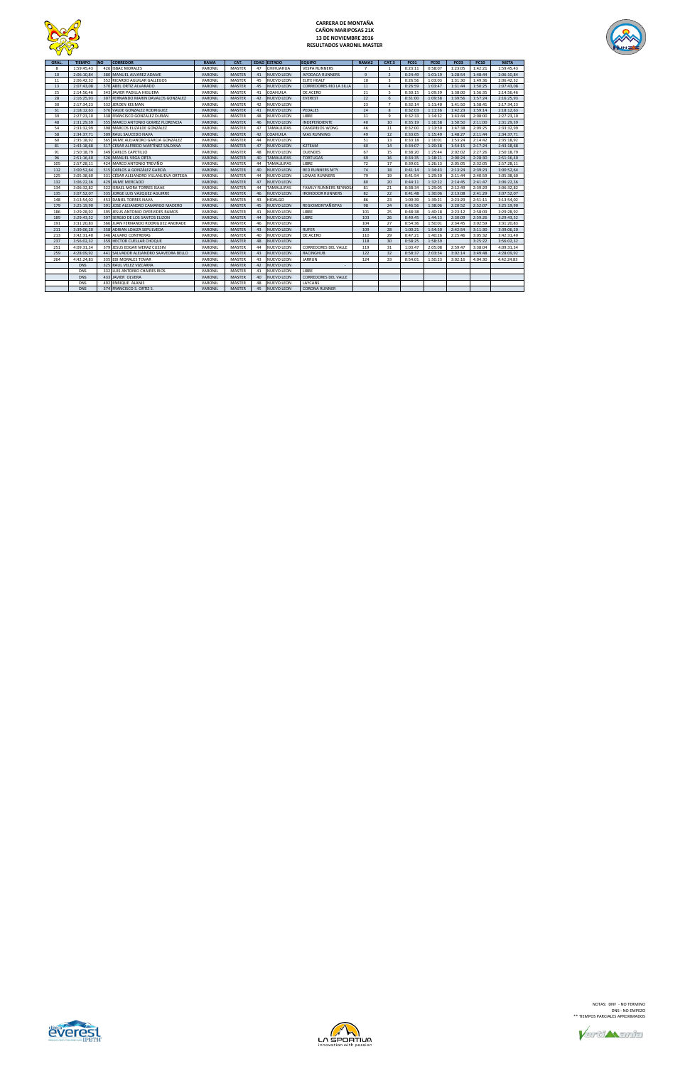# CARRERA DE MONTAÑA
## CAÑON MARIPOSAS 21K
### 13 DE NOVIEMBRE 2016
### RESULTADOS VARONIL MASTER

| GRAL. | TIEMPO | NO | CORREDOR | RAMA | CAT. | EDAD | ESTADO | EQUIPO | RAMA2 | CAT.3 | PC01 | PC02 | PC03 | PC10 | META |
|---|---|---|---|---|---|---|---|---|---|---|---|---|---|---|---|
| 8 | 1:59:45,43 | 428 | ISBAC MORALES | VARONIL | MASTER | 47 | CHIHUAHUA | VESPA RUNNERS | 7 | 1 | 0:23:11 | 0:58:07 | 1:23:05 | 1:42:21 | 1:59:45,43 |
| 10 | 2:06:10,84 | 380 | MANUEL ALVAREZ ADAME | VARONIL | MASTER | 41 | NUEVO LEON | APODACA RUNNERS | 9 | 2 | 0:24:49 | 1:01:19 | 1:28:54 | 1:48:44 | 2:06:10,84 |
| 11 | 2:06:42,32 | 552 | RICARDO AGUILAR GALLEGOS | VARONIL | MASTER | 45 | NUEVO LEON | ELITE HEALT | 10 | 3 | 0:26:56 | 1:03:03 | 1:31:30 | 1:49:36 | 2:06:42,32 |
| 13 | 2:07:43,08 | 570 | ABEL ORTIZ ALVARADO | VARONIL | MASTER | 45 | NUEVO LEON | CORREDORES RIO LA SILLA | 11 | 4 | 0:26:59 | 1:03:47 | 1:31:44 | 1:50:25 | 2:07:43,08 |
| 25 | 2:14:56,46 | 343 | JAVIER PADILLA HIGUERA | VARONIL | MASTER | 41 | COAHUILA | DE ACERO | 21 | 5 | 0:30:15 | 1:09:39 | 1:38:00 | 1:56:35 | 2:14:56,46 |
| 28 | 2:16:25,93 | 307 | FERNANDO MARIN DAVALOS GONZALEZ | VARONIL | MASTER | 42 | NUEVO LEON | EVEREST | 22 | 6 | 0:31:00 | 1:09:58 | 1:39:56 | 1:57:24 | 2:16:25,93 |
| 30 | 2:17:34,23 | 532 | JEROEN KEIJMAN | VARONIL | MASTER | 42 | NUEVO LEON | | 23 | 7 | 0:32:14 | 1:11:40 | 1:41:50 | 1:58:41 | 2:17:34,23 |
| 31 | 2:18:12,63 | 576 | VALDE GONZALEZ RODRIGUEZ | VARONIL | MASTER | 41 | NUEVO LEON | PEDALES | 24 | 8 | 0:32:03 | 1:11:36 | 1:42:23 | 1:59:14 | 2:18:12,63 |
| 39 | 2:27:23,10 | 338 | FRANCISCO GONZALEZ DURAN | VARONIL | MASTER | 48 | NUEVO LEON | LIBRE | 31 | 9 | 0:32:33 | 1:14:32 | 1:43:44 | 2:08:00 | 2:27:23,10 |
| 48 | 2:31:29,39 | 555 | MARCO ANTONIO GOMEZ FLORENCIA | VARONIL | MASTER | 46 | NUEVO LEON | INDEPENDIENTE | 40 | 10 | 0:35:19 | 1:16:58 | 1:50:50 | 2:11:00 | 2:31:29,39 |
| 54 | 2:33:32,99 | 398 | MARCOS ELIZALDE GONZALEZ | VARONIL | MASTER | 47 | TAMAULIPAS | CANGREJOS WONG | 46 | 11 | 0:32:00 | 1:13:50 | 1:47:38 | 2:09:25 | 2:33:32,99 |
| 58 | 2:34:37,71 | 509 | RAUL SAUCEDO NAVA | VARONIL | MASTER | 42 | COAHUILA | MAS RUNNING | 49 | 12 | 0:33:05 | 1:15:49 | 1:48:27 | 2:11:44 | 2:34:37,71 |
| 60 | 2:35:18,92 | 565 | JAIME ALEJANDRO GARCIA GONZALEZ | VARONIL | MASTER | 44 | NUEVO LEON | | 51 | 13 | 0:33:18 | 1:16:01 | 1:53:24 | 2:14:42 | 2:35:18,92 |
| 81 | 2:43:18,68 | 517 | CESAR ALFREDO MARTÍNEZ SALDANA | VARONIL | MASTER | 47 | NUEVO LEON | K2TEAM | 60 | 14 | 0:34:07 | 1:20:38 | 1:54:15 | 2:17:24 | 2:43:18,68 |
| 91 | 2:50:18,79 | 349 | CARLOS CAPETILLO | VARONIL | MASTER | 48 | NUEVO LEON | DUENDES | 67 | 15 | 0:38:20 | 1:25:44 | 2:02:02 | 2:27:26 | 2:50:18,79 |
| 96 | 2:51:16,40 | 526 | MANUEL VEGA ORTA | VARONIL | MASTER | 40 | TAMAULIPAS | TORTUGAS | 69 | 16 | 0:34:35 | 1:18:11 | 2:00:24 | 2:28:30 | 2:51:16,40 |
| 105 | 2:57:28,11 | 424 | MARCO ANTONIO TREVIÑO | VARONIL | MASTER | 44 | TAMAULIPAS | LIBRE | 72 | 17 | 0:39:01 | 1:26:13 | 2:05:05 | 2:32:05 | 2:57:28,11 |
| 112 | 3:00:52,64 | 515 | CARLOS A GONZALEZ GARCÍA | VARONIL | MASTER | 40 | NUEVO LEON | RED RUNNERS MTY | 74 | 18 | 0:41:14 | 1:34:43 | 2:13:24 | 2:39:23 | 3:00:52,64 |
| 125 | 3:05:38,60 | 531 | CÉSAR ALEJANDRO VILLANUEVA ORTEGA | VARONIL | MASTER | 44 | NUEVO LEON | LOMAS RUNNERS | 79 | 19 | 0:41:54 | 1:29:50 | 2:11:44 | 2:40:59 | 3:05:38,60 |
| 132 | 3:06:22,36 | 429 | JAIME MERCADO | VARONIL | MASTER | 47 | NUEVO LEON | | 80 | 20 | 0:44:11 | 1:32:22 | 2:14:45 | 2:41:47 | 3:06:22,36 |
| 134 | 3:06:32,82 | 522 | ISRAEL MORA TORRES ISAAK | VARONIL | MASTER | 44 | TAMAULIPAS | FAMILY RUNNERS REYNOSA | 81 | 21 | 0:38:34 | 1:29:05 | 2:12:49 | 2:39:29 | 3:06:32,82 |
| 135 | 3:07:52,07 | 535 | JORGE LUIS VAZQUEZ AGUIRRE | VARONIL | MASTER | 46 | NUEVO LEON | IRONDOOR RUNNERS | 82 | 22 | 0:41:48 | 1:30:06 | 2:13:08 | 2:41:29 | 3:07:52,07 |
| 148 | 3:13:54,02 | 453 | DANIEL TORRES NAVA | VARONIL | MASTER | 43 | HIDALGO | | 86 | 23 | 1:09:39 | 1:39:21 | 2:23:29 | 2:51:11 | 3:13:54,02 |
| 179 | 3:25:19,90 | 591 | JOSE ALEJANDRO CAMARGO MADERO | VARONIL | MASTER | 45 | NUEVO LEON | REGIOMONTAÑISTAS | 98 | 24 | 0:46:56 | 1:38:06 | 2:20:52 | 2:52:07 | 3:25:19,90 |
| 186 | 3:29:28,92 | 395 | JESUS ANTONIO OYERVIDES RAMOS | VARONIL | MASTER | 41 | NUEVO LEON | LIBRE | 101 | 25 | 0:48:38 | 1:40:18 | 2:23:12 | 2:58:09 | 3:29:28,92 |
| 189 | 3:29:43,52 | 597 | SERGIO DE LOS SANTOS ELIZON | VARONIL | MASTER | 44 | NUEVO LEON | LIBRE | 103 | 26 | 0:49:45 | 1:44:13 | 2:30:09 | 2:59:26 | 3:29:43,52 |
| 191 | 3:31:20,83 | 566 | JUAN FERNANDO RODRIGUEZ ANDRADE | VARONIL | MASTER | 46 | NUEVO LEON | | 104 | 27 | 0:54:36 | 1:50:01 | 2:34:45 | 3:02:59 | 3:31:20,83 |
| 211 | 3:39:06,20 | 558 | ADRIAN LOAIZA SEPULVEDA | VARONIL | MASTER | 43 | NUEVO LEON | RUFER | 109 | 28 | 1:00:21 | 1:54:50 | 2:42:54 | 3:11:30 | 3:39:06,20 |
| 213 | 3:42:31,40 | 346 | ALVARO CONTRERAS | VARONIL | MASTER | 40 | NUEVO LEON | DE ACERO | 110 | 29 | 0:47:21 | 1:40:26 | 2:25:46 | 3:05:32 | 3:42:31,40 |
| 237 | 3:56:02,32 | 359 | HECTOR CUELLAR CHOIQUE | VARONIL | MASTER | 48 | NUEVO LEON | | 118 | 30 | 0:58:25 | 1:58:59 | | 3:25:22 | 3:56:02,32 |
| 251 | 4:09:31,34 | 379 | JESUS EDGAR MERAZ CUSSIN | VARONIL | MASTER | 44 | NUEVO LEON | CORREDORES DEL VALLE | 119 | 31 | 1:03:47 | 2:05:08 | 2:59:47 | 3:38:04 | 4:09:31,34 |
| 259 | 4:28:09,92 | 441 | SALVADOR ALEJANDRO SAAVEDRA BELLO | VARONIL | MASTER | 43 | NUEVO LEON | RACINGHUB | 122 | 32 | 0:58:37 | 2:03:54 | 3:02:14 | 3:49:48 | 4:28:09,92 |
| 264 | 4:42:24,83 | 335 | EDI MORALES TOVAR | VARONIL | MASTER | 43 | NUEVO LEON | JARRUN | 124 | 33 | 0:54:01 | 1:50:23 | 3:02:16 | 4:04:30 | 4:42:24,83 |
| | DNS | 325 | RAUL VELEZ VIZCARRA | VARONIL | MASTER | 42 | NUEVO LEON | - | | | | | | | |
| | DNS | 332 | LUIS ANTONIO CHAIRES RIOS | VARONIL | MASTER | 41 | NUEVO LEON | LIBRE | | | | | | | |
| | DNS | 433 | JAVIER OLVERA | VARONIL | MASTER | 40 | NUEVO LEON | CORREDORES DEL VALLE | | | | | | | |
| | DNS | 492 | ENRIQUE ALANIS | VARONIL | MASTER | 48 | NUEVO LEON | LAYCANS | | | | | | | |
| | DNS | 574 | FRANCISCO S. ORTIZ S. | VARONIL | MASTER | 45 | NUEVO LEON | CORONA RUNNER | | | | | | | |

NOTAS: DNF - NO TERMINO
DNS - NO EMPEZO
** TIEMPOS PARCIALES APROXIMADOS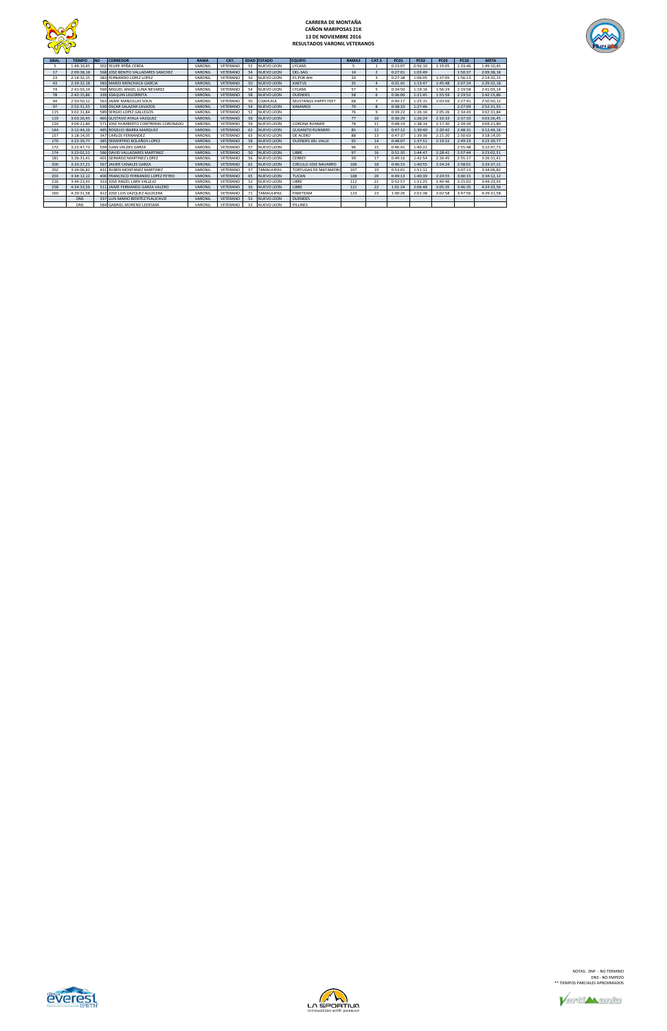**CARRERA DE MONTAÑA**
**CAÑON MARIPOSAS 21K**
**13 DE NOVIEMBRE 2016**
**RESULTADOS VARONIL VETERANOS**

| GRAL | TIEMPO | NO | CORREDOR | RAMA | CAT. | EDAD | ESTADO | EQUIPO | RAMA2 | CAT.3 | PC01 | PC02 | PC03 | PC10 | META |
|---|---|---|---|---|---|---|---|---|---|---|---|---|---|---|---|
| 5 | 1:49:10,45 | 302 | FELIPE IPIÑA CERDA | VARONIL | VETERANO | 52 | NUEVO LEON | LYCANS | 5 | 1 | 0:23:07 | 0:56:10 | 1:19:05 | 1:33:46 | 1:49:10,45 |
| 17 | 2:09:38,18 | 568 | JOSE BENITO VALLADARES SANCHEZ | VARONIL | VETERANO | 54 | NUEVO LEON | DEL-SAG | 14 | 2 | 0:27:01 | 1:03:49 | | 1:50:37 | 2:09:38,18 |
| 23 | 2:14:32,15 | 383 | FERNANDO LOPEZ LOPEZ | VARONIL | VETERANO | 50 | NUEVO LEON | ES POR AHI | 20 | 3 | 0:27:38 | 1:06:05 | 1:37:05 | 1:56:13 | 2:14:32,15 |
| 43 | 2:29:32,18 | 583 | MARIO MENCHACA GARCIA | VARONIL | VETERANO | 50 | NUEVO LEON | KAKTUS | 35 | 4 | 0:31:41 | 1:13:47 | 1:45:48 | 2:07:24 | 2:29:32,18 |
| 74 | 2:41:03,14 | 569 | MIGUEL ANGEL LUNA NEVAREZ | VARONIL | VETERANO | 54 | NUEVO LEON | LYCANS | 57 | 5 | 0:34:50 | 1:19:16 | 1:56:24 | 2:19:58 | 2:41:03,14 |
| 78 | 2:42:15,86 | 339 | JOAQUIN LEGORRETA | VARONIL | VETERANO | 58 | NUEVO LEON | DUENDES | 58 | 6 | 0:36:00 | 1:21:45 | 1:55:59 | 2:19:52 | 2:42:15,86 |
| 94 | 2:50:50,12 | 563 | JAIME MANCILLAS SOLIS | VARONIL | VETERANO | 50 | COAHUILA | MUSTANGS HAPPY FEET | 68 | 7 | 0:40:17 | 1:25:15 | 2:03:09 | 2:27:41 | 2:50:50,12 |
| 97 | 2:52:31,55 | 539 | OSCAR SALAZAR CAVAZOS | VARONIL | VETERANO | 54 | NUEVO LEON | KAMARGS | 70 | 8 | 0:38:10 | 1:27:46 | | 2:27:09 | 2:52:31,55 |
| 115 | 3:02:11,84 | 589 | SERGIO LOPEZ GALLEGOS | VARONIL | VETERANO | 52 | NUEVO LEON | | 76 | 9 | 0:39:22 | 1:26:16 | 2:05:26 | 2:34:43 | 3:02:11,84 |
| 119 | 3:03:26,45 | 465 | GUSTAVO AYALA VAZQUEZ | VARONIL | VETERANO | 56 | NUEVO LEON | | 77 | 10 | 0:36:29 | 1:26:24 | 2:10:33 | 2:37:33 | 3:03:26,45 |
| 120 | 3:04:21,80 | 571 | JOSE HUMBERTO CONTRERAS CORONADO | VARONIL | VETERANO | 59 | NUEVO LEON | CORONA RUNNER | 78 | 11 | 0:48:14 | 1:38:14 | 2:17:30 | 2:39:34 | 3:04:21,80 |
| 144 | 3:12:44,16 | 485 | ROGELIO IBARRA MARQUEZ | VARONIL | VETERANO | 62 | NUEVO LEON | GUSANITO RUNNERS | 85 | 12 | 0:47:12 | 1:39:40 | 2:20:42 | 2:48:31 | 3:12:44,16 |
| 157 | 3:18:14,05 | 347 | CARLOS FERNANDEZ | VARONIL | VETERANO | 63 | NUEVO LEON | DE ACERO | 88 | 13 | 0:47:37 | 1:39:36 | 2:21:20 | 2:50:03 | 3:18:14,05 |
| 170 | 3:22:39,77 | 385 | DEMERTRIO BOLAÑOS LOPEZ | VARONIL | VETERANO | 58 | NUEVO LEON | DUENDES DEL VALLE | 95 | 14 | 0:48:07 | 1:37:51 | 2:19:22 | 2:49:19 | 3:22:39,77 |
| 172 | 3:22:47,73 | 594 | JUAN VALDES GARZA | VARONIL | VETERANO | 57 | NUEVO LEON | | 96 | 15 | 0:46:41 | 1:40:22 | | 2:55:48 | 3:22:47,73 |
| 174 | 3:23:02,51 | 586 | DAVID VALLADARES MARTINEZ | VARONIL | VETERANO | 50 | NUEVO LEON | LIBRE | 97 | 16 | 0:51:35 | 1:44:47 | 2:28:41 | 2:57:44 | 3:23:02,51 |
| 181 | 3:26:31,41 | 401 | GERARDO MARTINEZ LOPEZ | VARONIL | VETERANO | 56 | NUEVO LEON | CERREY | 99 | 17 | 0:49:16 | 1:42:54 | 2:26:45 | 2:55:17 | 3:26:31,41 |
| 200 | 3:33:37,21 | 567 | JAVIER CANALES GARZA | VARONIL | VETERANO | 62 | NUEVO LEON | CIRCULO JOSE NAVARRO | 106 | 18 | 0:46:15 | 1:40:55 | 2:24:24 | 2:58:01 | 3:33:37,21 |
| 202 | 3:34:06,82 | 431 | RUBEN MONTANEZ MARTINEZ | VARONIL | VETERANO | 57 | TAMAULIPAS | TORTUGAS DE MATAMORO | 107 | 19 | 0:53:01 | 1:51:11 | | 3:07:13 | 3:34:06,82 |
| 203 | 3:34:12,12 | 400 | FRANCISCO FERNANDO LOPEZ PEYRO | VARONIL | VETERANO | 65 | NUEVO LEON | TUCAN | 108 | 20 | 0:49:13 | 1:40:39 | 2:24:55 | 3:00:15 | 3:34:12,12 |
| 216 | 3:44:23,93 | 333 | JOSE ANGEL LARA VALLEJO | VARONIL | VETERANO | 52 | NUEVO LEON | LIBRE | 112 | 21 | 0:52:57 | 1:51:25 | 2:40:46 | 3:15:02 | 3:44:23,93 |
| 258 | 4:24:33,56 | 511 | JAIME FERNANDO GARZA VALERO | VARONIL | VETERANO | 56 | NUEVO LEON | LIBRE | 121 | 22 | 1:01:24 | 2:06:48 | 3:05:35 | 3:46:35 | 4:24:33,56 |
| 260 | 4:29:31,58 | 422 | JOSE LUIS VAZQUEZ AGUILERA | VARONIL | VETERANO | 71 | TAMAULIPAS | PAKETEAM | 123 | 23 | 1:00:26 | 2:01:38 | 3:02:58 | 3:47:56 | 4:29:31,58 |
| | DNS | 337 | LUIS MARIO BENITEZ PLAUCHUD | VARONIL | VETERANO | 52 | NUEVO LEON | DUENDES | | | | | | | |
| | DNS | 584 | GABRIEL MORENO LEDESMA | VARONIL | VETERANO | 53 | NUEVO LEON | PILLINES | | | | | | | |

NOTAS: DNF - NO TERMINO
DNS - NO EMPEZO
** TIEMPOS PARCIALES APROXIMADOS